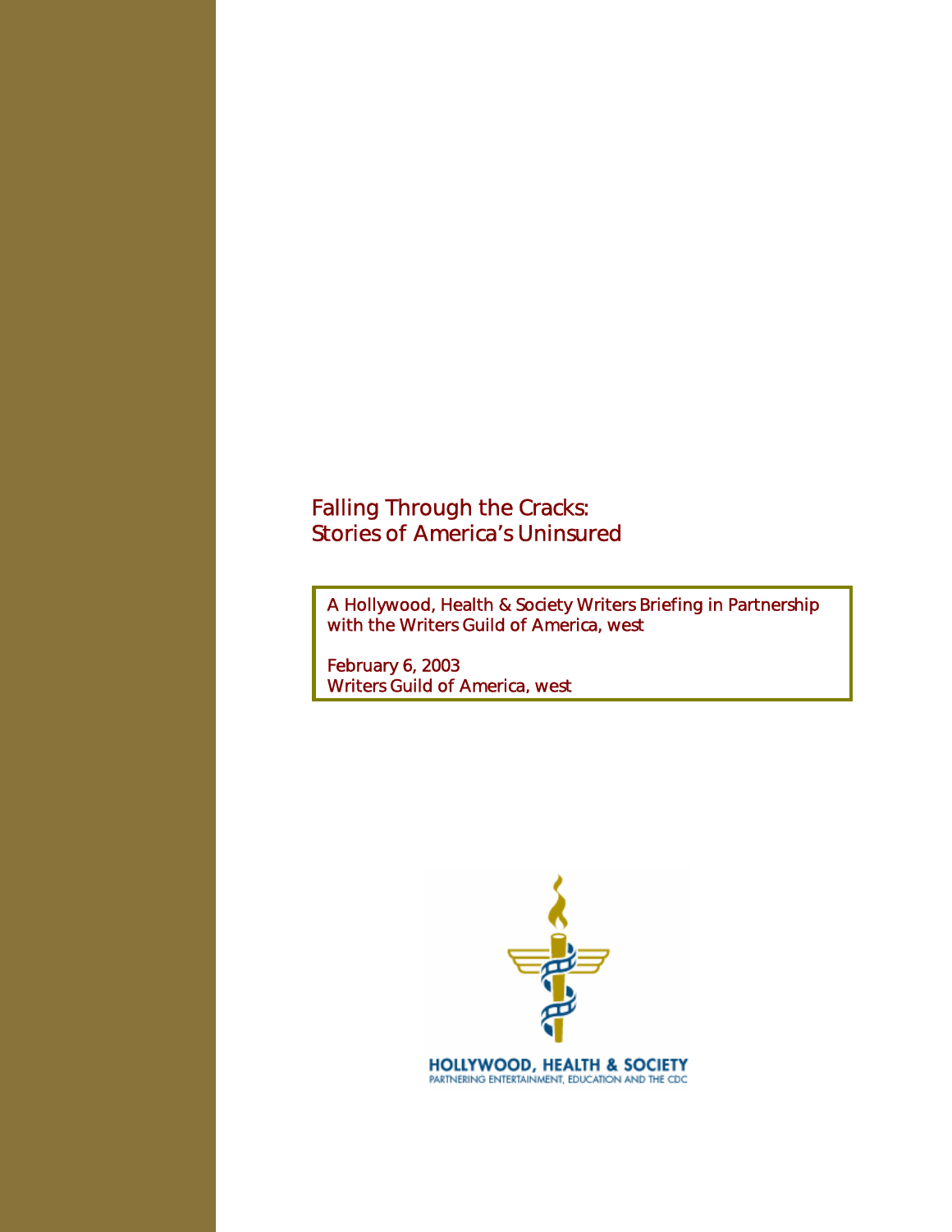# Falling Through the Cracks: Stories of America's Uninsured

A Hollywood, Health & Society Writers Briefing in Partnership with the Writers Guild of America, west

February 6, 2003
Writers Guild of America, west

HOLLYWOOD, HEALTH & SOCIETY
PARTNERING ENTERTAINMENT, EDUCATION AND THE CDC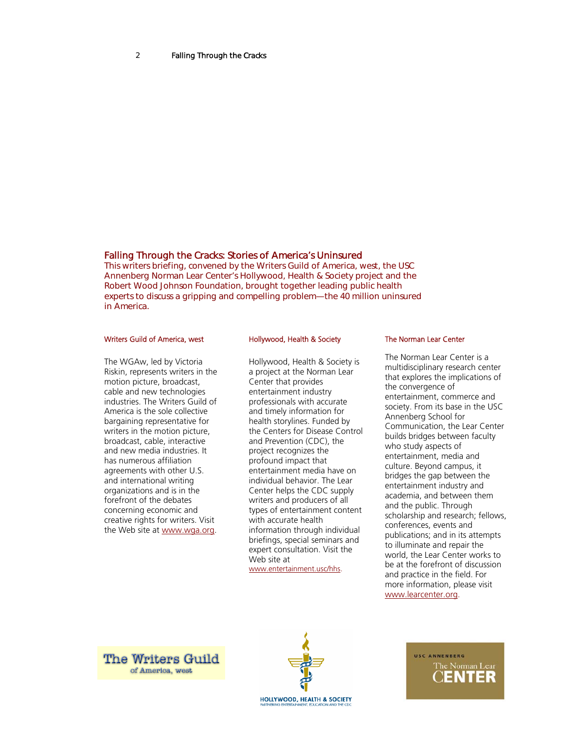## Falling Through the Cracks: Stories of America's Uninsured

This writers briefing, convened by the Writers Guild of America, west, the USC Annenberg Norman Lear Center's Hollywood, Health & Society project and the Robert Wood Johnson Foundation, brought together leading public health experts to discuss a gripping and compelling problem—the 40 million uninsured in America.

### Writers Guild of America, west

The WGAw, led by Victoria Riskin, represents writers in the motion picture, broadcast, cable and new technologies industries. The Writers Guild of America is the sole collective bargaining representative for writers in the motion picture, broadcast, cable, interactive and new media industries. It has numerous affiliation agreements with other U.S. and international writing organizations and is in the forefront of the debates concerning economic and creative rights for writers. Visit the Web site at www.wga.org.

### Hollywood, Health & Society

Hollywood, Health & Society is a project at the Norman Lear Center that provides entertainment industry professionals with accurate and timely information for health storylines. Funded by the Centers for Disease Control and Prevention (CDC), the project recognizes the profound impact that entertainment media have on individual behavior. The Lear Center helps the CDC supply writers and producers of all types of entertainment content with accurate health information through individual briefings, special seminars and expert consultation. Visit the Web site at www.entertainment.usc/hhs.

### The Norman Lear Center

The Norman Lear Center is a multidisciplinary research center that explores the implications of the convergence of entertainment, commerce and society. From its base in the USC Annenberg School for Communication, the Lear Center builds bridges between faculty who study aspects of entertainment, media and culture. Beyond campus, it bridges the gap between the entertainment industry and academia, and between them and the public. Through scholarship and research; fellows, conferences, events and publications; and in its attempts to illuminate and repair the world, the Lear Center works to be at the forefront of discussion and practice in the field. For more information, please visit www.learcenter.org.

The Writers Guild of America, west

HOLLYWOOD, HEALTH & SOCIETY
PARTNERING ENTERTAINMENT, EDUCATION AND THE CDC

USC ANNENBERG
The Norman Lear CENTER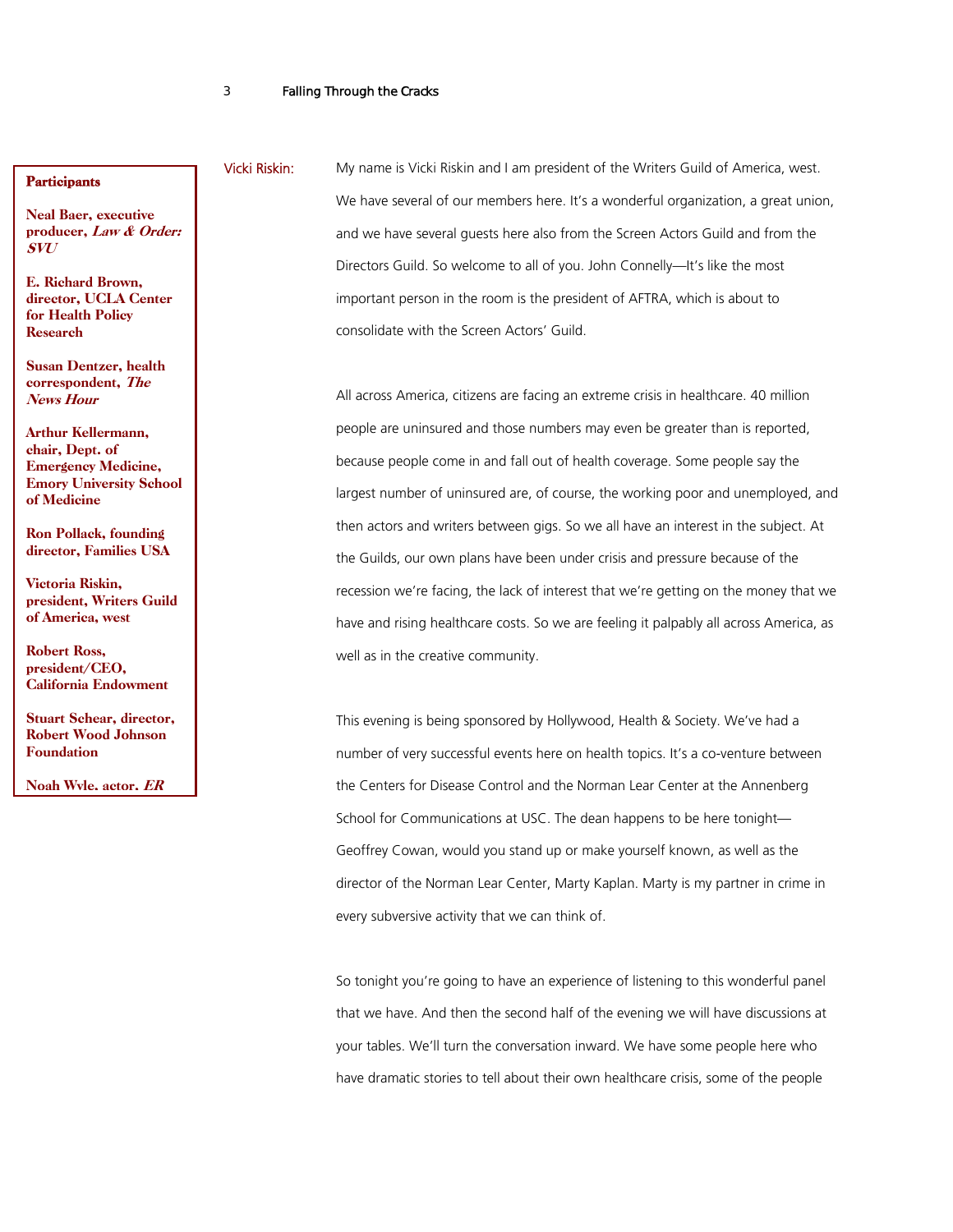**Participants**

**Neal Baer, executive producer, *Law & Order: SVU***

**E. Richard Brown, director, UCLA Center for Health Policy Research**

**Susan Dentzer, health correspondent, *The News Hour***

**Arthur Kellermann, chair, Dept. of Emergency Medicine, Emory University School of Medicine**

**Ron Pollack, founding director, Families USA**

**Victoria Riskin, president, Writers Guild of America, west**

**Robert Ross, president/CEO, California Endowment**

**Stuart Schear, director, Robert Wood Johnson Foundation**

**Noah Wyle, actor, *ER***

Vicki Riskin: My name is Vicki Riskin and I am president of the Writers Guild of America, west. We have several of our members here. It's a wonderful organization, a great union, and we have several guests here also from the Screen Actors Guild and from the Directors Guild. So welcome to all of you. John Connelly—It's like the most important person in the room is the president of AFTRA, which is about to consolidate with the Screen Actors' Guild.

All across America, citizens are facing an extreme crisis in healthcare. 40 million people are uninsured and those numbers may even be greater than is reported, because people come in and fall out of health coverage. Some people say the largest number of uninsured are, of course, the working poor and unemployed, and then actors and writers between gigs. So we all have an interest in the subject. At the Guilds, our own plans have been under crisis and pressure because of the recession we're facing, the lack of interest that we're getting on the money that we have and rising healthcare costs. So we are feeling it palpably all across America, as well as in the creative community.

This evening is being sponsored by Hollywood, Health & Society. We've had a number of very successful events here on health topics. It's a co-venture between the Centers for Disease Control and the Norman Lear Center at the Annenberg School for Communications at USC. The dean happens to be here tonight—Geoffrey Cowan, would you stand up or make yourself known, as well as the director of the Norman Lear Center, Marty Kaplan. Marty is my partner in crime in every subversive activity that we can think of.

So tonight you're going to have an experience of listening to this wonderful panel that we have. And then the second half of the evening we will have discussions at your tables. We'll turn the conversation inward. We have some people here who have dramatic stories to tell about their own healthcare crisis, some of the people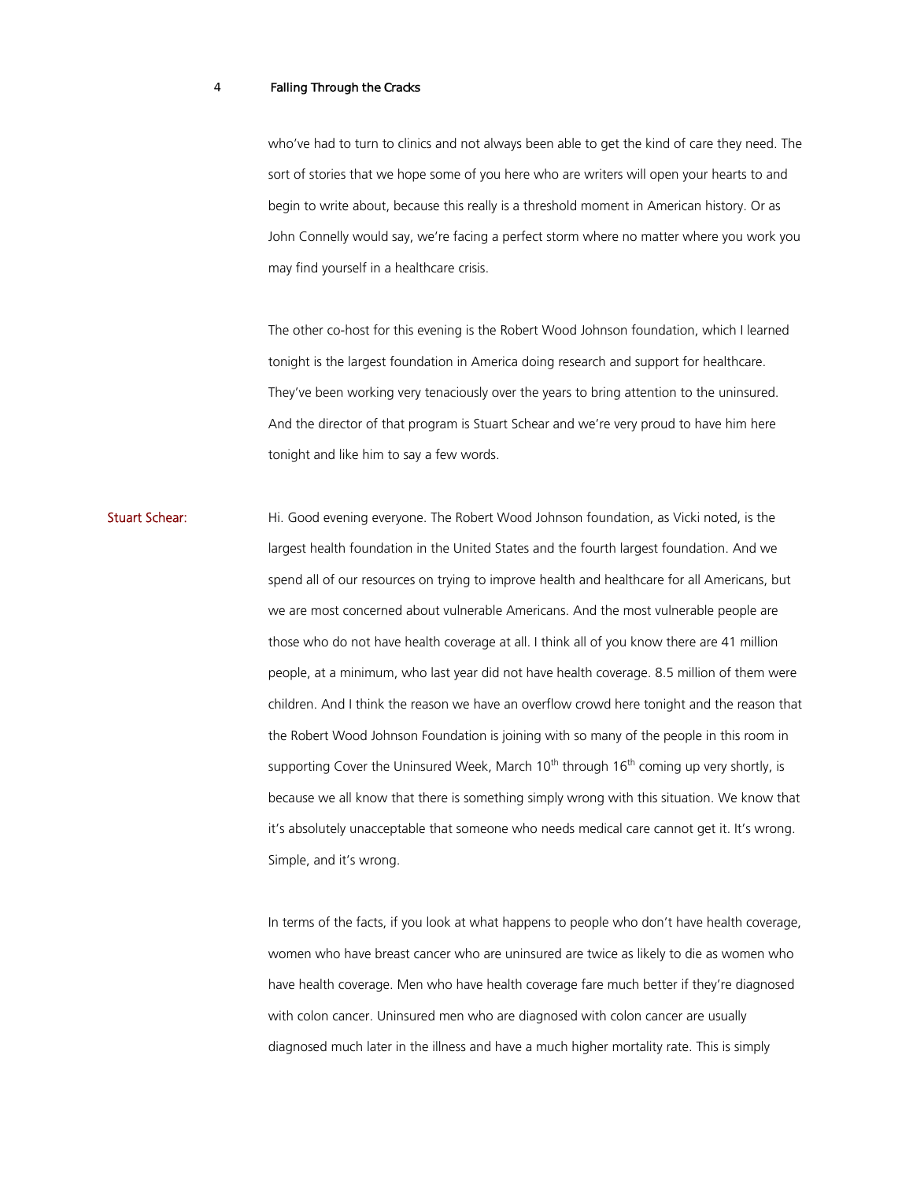who've had to turn to clinics and not always been able to get the kind of care they need. The sort of stories that we hope some of you here who are writers will open your hearts to and begin to write about, because this really is a threshold moment in American history. Or as John Connelly would say, we're facing a perfect storm where no matter where you work you may find yourself in a healthcare crisis.

The other co-host for this evening is the Robert Wood Johnson foundation, which I learned tonight is the largest foundation in America doing research and support for healthcare. They've been working very tenaciously over the years to bring attention to the uninsured. And the director of that program is Stuart Schear and we're very proud to have him here tonight and like him to say a few words.

**Stuart Schear:** Hi. Good evening everyone. The Robert Wood Johnson foundation, as Vicki noted, is the largest health foundation in the United States and the fourth largest foundation. And we spend all of our resources on trying to improve health and healthcare for all Americans, but we are most concerned about vulnerable Americans. And the most vulnerable people are those who do not have health coverage at all. I think all of you know there are 41 million people, at a minimum, who last year did not have health coverage. 8.5 million of them were children. And I think the reason we have an overflow crowd here tonight and the reason that the Robert Wood Johnson Foundation is joining with so many of the people in this room in supporting Cover the Uninsured Week, March 10th through 16th coming up very shortly, is because we all know that there is something simply wrong with this situation. We know that it's absolutely unacceptable that someone who needs medical care cannot get it. It's wrong. Simple, and it's wrong.

In terms of the facts, if you look at what happens to people who don't have health coverage, women who have breast cancer who are uninsured are twice as likely to die as women who have health coverage. Men who have health coverage fare much better if they're diagnosed with colon cancer. Uninsured men who are diagnosed with colon cancer are usually diagnosed much later in the illness and have a much higher mortality rate. This is simply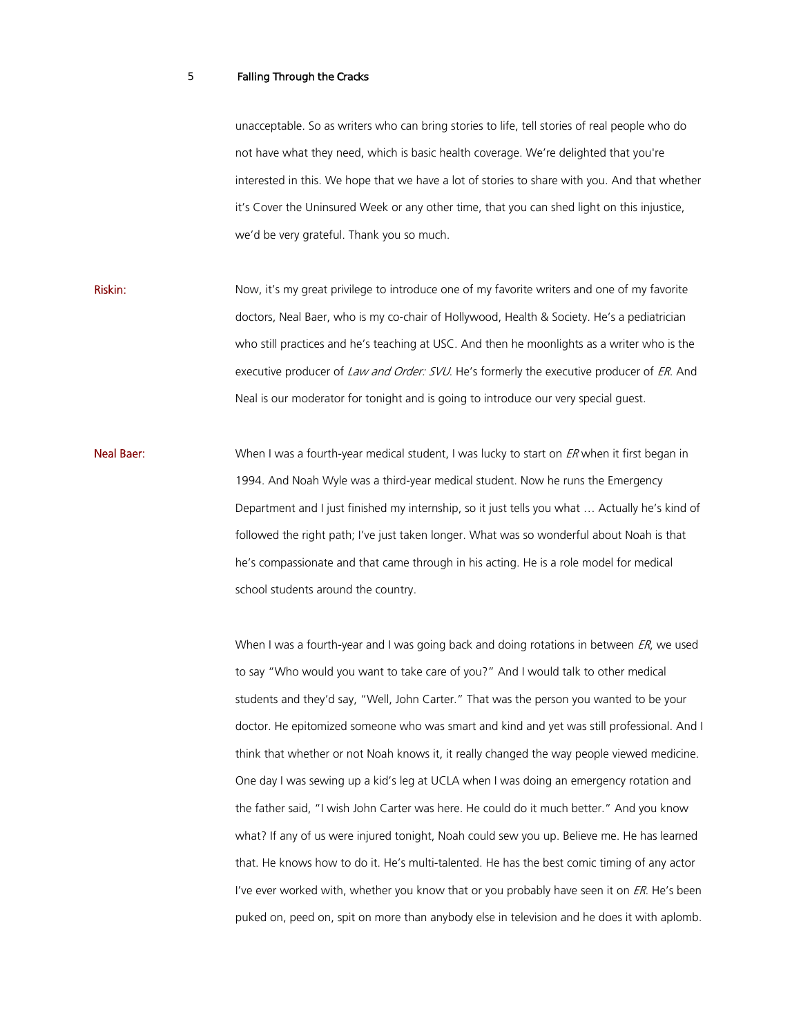unacceptable. So as writers who can bring stories to life, tell stories of real people who do not have what they need, which is basic health coverage. We're delighted that you're interested in this. We hope that we have a lot of stories to share with you. And that whether it's Cover the Uninsured Week or any other time, that you can shed light on this injustice, we'd be very grateful. Thank you so much.

**Riskin:** Now, it's my great privilege to introduce one of my favorite writers and one of my favorite doctors, Neal Baer, who is my co-chair of Hollywood, Health & Society. He's a pediatrician who still practices and he's teaching at USC. And then he moonlights as a writer who is the executive producer of *Law and Order: SVU*. He's formerly the executive producer of *ER*. And Neal is our moderator for tonight and is going to introduce our very special guest.

**Neal Baer:** When I was a fourth-year medical student, I was lucky to start on *ER* when it first began in 1994. And Noah Wyle was a third-year medical student. Now he runs the Emergency Department and I just finished my internship, so it just tells you what … Actually he's kind of followed the right path; I've just taken longer. What was so wonderful about Noah is that he's compassionate and that came through in his acting. He is a role model for medical school students around the country.

When I was a fourth-year and I was going back and doing rotations in between *ER*, we used to say "Who would you want to take care of you?" And I would talk to other medical students and they'd say, "Well, John Carter." That was the person you wanted to be your doctor. He epitomized someone who was smart and kind and yet was still professional. And I think that whether or not Noah knows it, it really changed the way people viewed medicine. One day I was sewing up a kid's leg at UCLA when I was doing an emergency rotation and the father said, "I wish John Carter was here. He could do it much better." And you know what? If any of us were injured tonight, Noah could sew you up. Believe me. He has learned that. He knows how to do it. He's multi-talented. He has the best comic timing of any actor I've ever worked with, whether you know that or you probably have seen it on *ER*. He's been puked on, peed on, spit on more than anybody else in television and he does it with aplomb.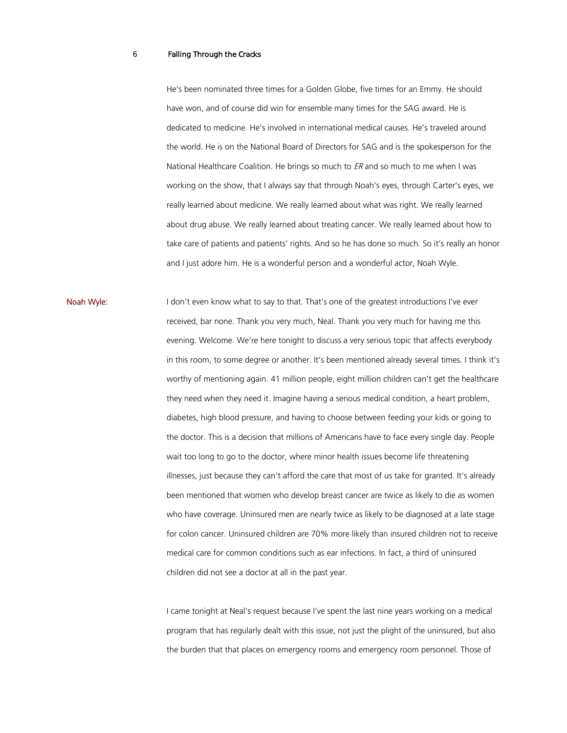He's been nominated three times for a Golden Globe, five times for an Emmy. He should have won, and of course did win for ensemble many times for the SAG award. He is dedicated to medicine. He's involved in international medical causes. He's traveled around the world. He is on the National Board of Directors for SAG and is the spokesperson for the National Healthcare Coalition. He brings so much to *ER* and so much to me when I was working on the show, that I always say that through Noah's eyes, through Carter's eyes, we really learned about medicine. We really learned about what was right. We really learned about drug abuse. We really learned about treating cancer. We really learned about how to take care of patients and patients' rights. And so he has done so much. So it's really an honor and I just adore him. He is a wonderful person and a wonderful actor, Noah Wyle.

**Noah Wyle:** I don't even know what to say to that. That's one of the greatest introductions I've ever received, bar none. Thank you very much, Neal. Thank you very much for having me this evening. Welcome. We're here tonight to discuss a very serious topic that affects everybody in this room, to some degree or another. It's been mentioned already several times. I think it's worthy of mentioning again. 41 million people, eight million children can't get the healthcare they need when they need it. Imagine having a serious medical condition, a heart problem, diabetes, high blood pressure, and having to choose between feeding your kids or going to the doctor. This is a decision that millions of Americans have to face every single day. People wait too long to go to the doctor, where minor health issues become life threatening illnesses, just because they can't afford the care that most of us take for granted. It's already been mentioned that women who develop breast cancer are twice as likely to die as women who have coverage. Uninsured men are nearly twice as likely to be diagnosed at a late stage for colon cancer. Uninsured children are 70% more likely than insured children not to receive medical care for common conditions such as ear infections. In fact, a third of uninsured children did not see a doctor at all in the past year.

I came tonight at Neal's request because I've spent the last nine years working on a medical program that has regularly dealt with this issue, not just the plight of the uninsured, but also the burden that that places on emergency rooms and emergency room personnel. Those of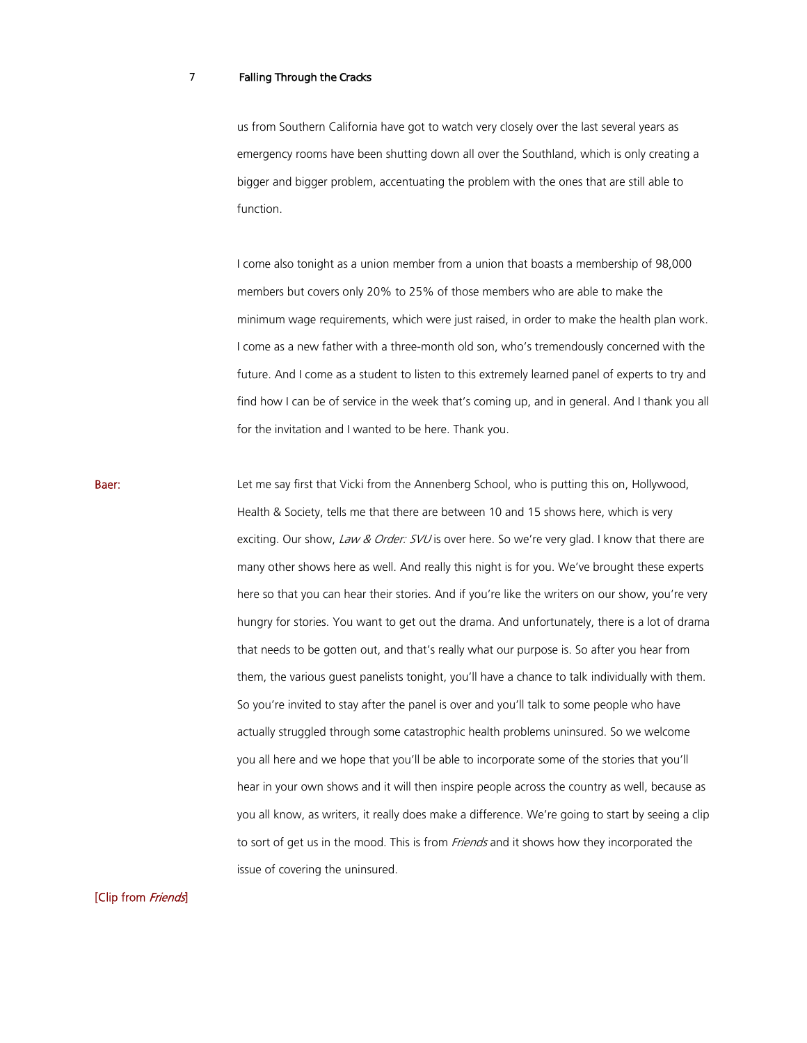us from Southern California have got to watch very closely over the last several years as emergency rooms have been shutting down all over the Southland, which is only creating a bigger and bigger problem, accentuating the problem with the ones that are still able to function.

I come also tonight as a union member from a union that boasts a membership of 98,000 members but covers only 20% to 25% of those members who are able to make the minimum wage requirements, which were just raised, in order to make the health plan work. I come as a new father with a three-month old son, who's tremendously concerned with the future. And I come as a student to listen to this extremely learned panel of experts to try and find how I can be of service in the week that's coming up, and in general. And I thank you all for the invitation and I wanted to be here. Thank you.

**Baer:** Let me say first that Vicki from the Annenberg School, who is putting this on, Hollywood, Health & Society, tells me that there are between 10 and 15 shows here, which is very exciting. Our show, *Law & Order: SVU* is over here. So we're very glad. I know that there are many other shows here as well. And really this night is for you. We've brought these experts here so that you can hear their stories. And if you're like the writers on our show, you're very hungry for stories. You want to get out the drama. And unfortunately, there is a lot of drama that needs to be gotten out, and that's really what our purpose is. So after you hear from them, the various guest panelists tonight, you'll have a chance to talk individually with them. So you're invited to stay after the panel is over and you'll talk to some people who have actually struggled through some catastrophic health problems uninsured. So we welcome you all here and we hope that you'll be able to incorporate some of the stories that you'll hear in your own shows and it will then inspire people across the country as well, because as you all know, as writers, it really does make a difference. We're going to start by seeing a clip to sort of get us in the mood. This is from *Friends* and it shows how they incorporated the issue of covering the uninsured.

[Clip from *Friends*]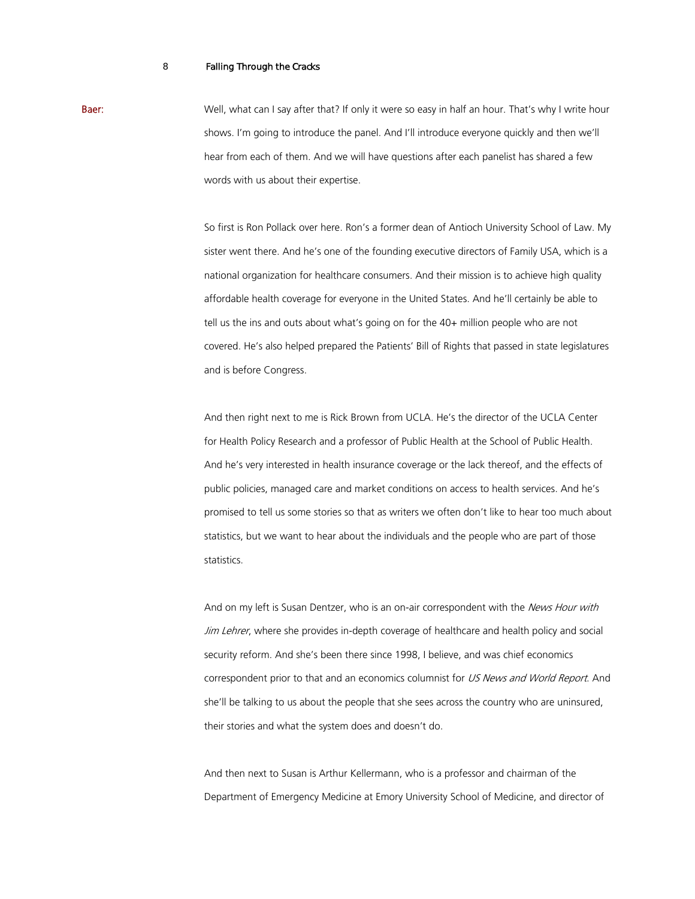**Baer:** Well, what can I say after that? If only it were so easy in half an hour. That's why I write hour shows. I'm going to introduce the panel. And I'll introduce everyone quickly and then we'll hear from each of them. And we will have questions after each panelist has shared a few words with us about their expertise.

So first is Ron Pollack over here. Ron's a former dean of Antioch University School of Law. My sister went there. And he's one of the founding executive directors of Family USA, which is a national organization for healthcare consumers. And their mission is to achieve high quality affordable health coverage for everyone in the United States. And he'll certainly be able to tell us the ins and outs about what's going on for the 40+ million people who are not covered. He's also helped prepared the Patients' Bill of Rights that passed in state legislatures and is before Congress.

And then right next to me is Rick Brown from UCLA. He's the director of the UCLA Center for Health Policy Research and a professor of Public Health at the School of Public Health. And he's very interested in health insurance coverage or the lack thereof, and the effects of public policies, managed care and market conditions on access to health services. And he's promised to tell us some stories so that as writers we often don't like to hear too much about statistics, but we want to hear about the individuals and the people who are part of those statistics.

And on my left is Susan Dentzer, who is an on-air correspondent with the *News Hour with Jim Lehrer*, where she provides in-depth coverage of healthcare and health policy and social security reform. And she's been there since 1998, I believe, and was chief economics correspondent prior to that and an economics columnist for *US News and World Report*. And she'll be talking to us about the people that she sees across the country who are uninsured, their stories and what the system does and doesn't do.

And then next to Susan is Arthur Kellermann, who is a professor and chairman of the Department of Emergency Medicine at Emory University School of Medicine, and director of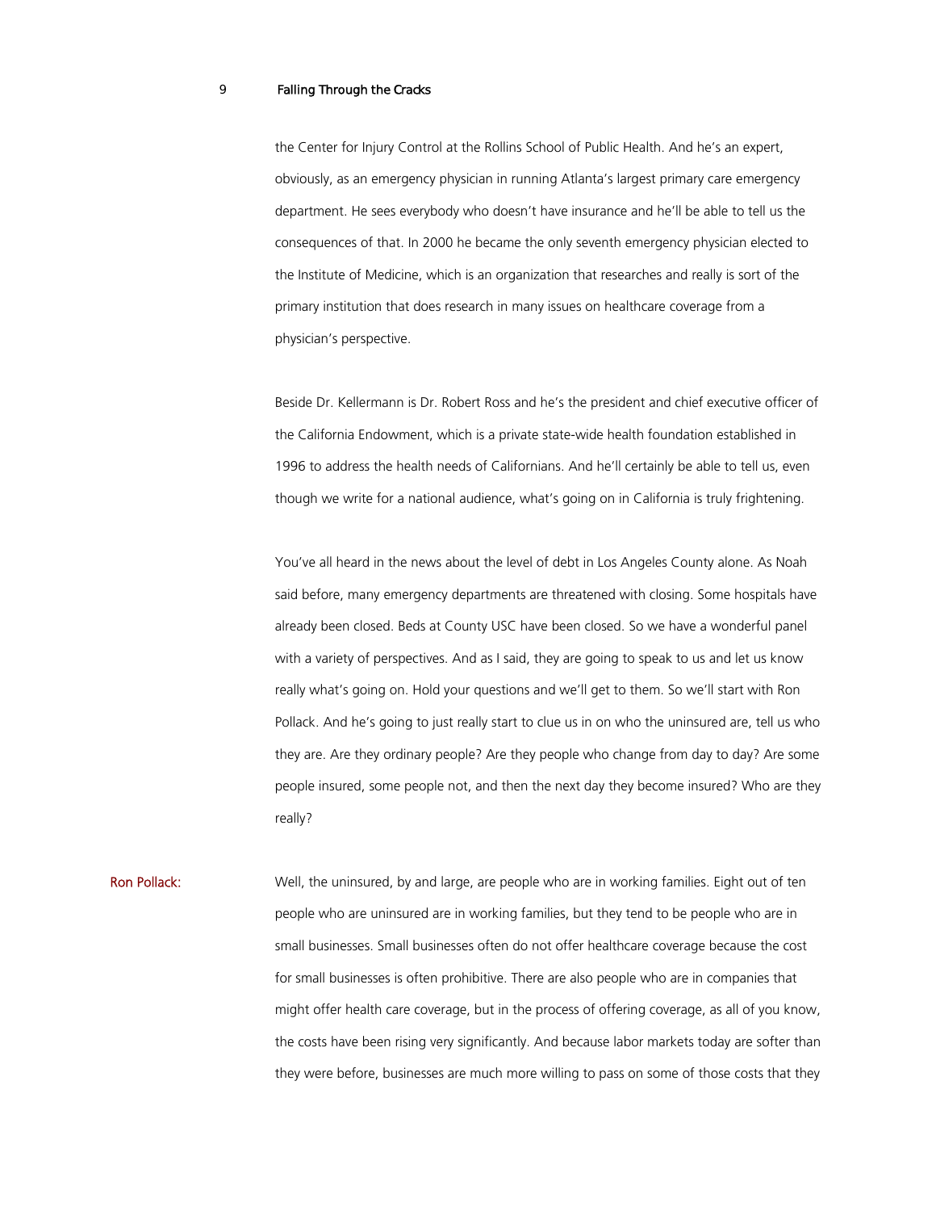the Center for Injury Control at the Rollins School of Public Health. And he's an expert, obviously, as an emergency physician in running Atlanta's largest primary care emergency department. He sees everybody who doesn't have insurance and he'll be able to tell us the consequences of that. In 2000 he became the only seventh emergency physician elected to the Institute of Medicine, which is an organization that researches and really is sort of the primary institution that does research in many issues on healthcare coverage from a physician's perspective.

Beside Dr. Kellermann is Dr. Robert Ross and he's the president and chief executive officer of the California Endowment, which is a private state-wide health foundation established in 1996 to address the health needs of Californians. And he'll certainly be able to tell us, even though we write for a national audience, what's going on in California is truly frightening.

You've all heard in the news about the level of debt in Los Angeles County alone. As Noah said before, many emergency departments are threatened with closing. Some hospitals have already been closed. Beds at County USC have been closed. So we have a wonderful panel with a variety of perspectives. And as I said, they are going to speak to us and let us know really what's going on. Hold your questions and we'll get to them. So we'll start with Ron Pollack. And he's going to just really start to clue us in on who the uninsured are, tell us who they are. Are they ordinary people? Are they people who change from day to day? Are some people insured, some people not, and then the next day they become insured? Who are they really?

**Ron Pollack:** Well, the uninsured, by and large, are people who are in working families. Eight out of ten people who are uninsured are in working families, but they tend to be people who are in small businesses. Small businesses often do not offer healthcare coverage because the cost for small businesses is often prohibitive. There are also people who are in companies that might offer health care coverage, but in the process of offering coverage, as all of you know, the costs have been rising very significantly. And because labor markets today are softer than they were before, businesses are much more willing to pass on some of those costs that they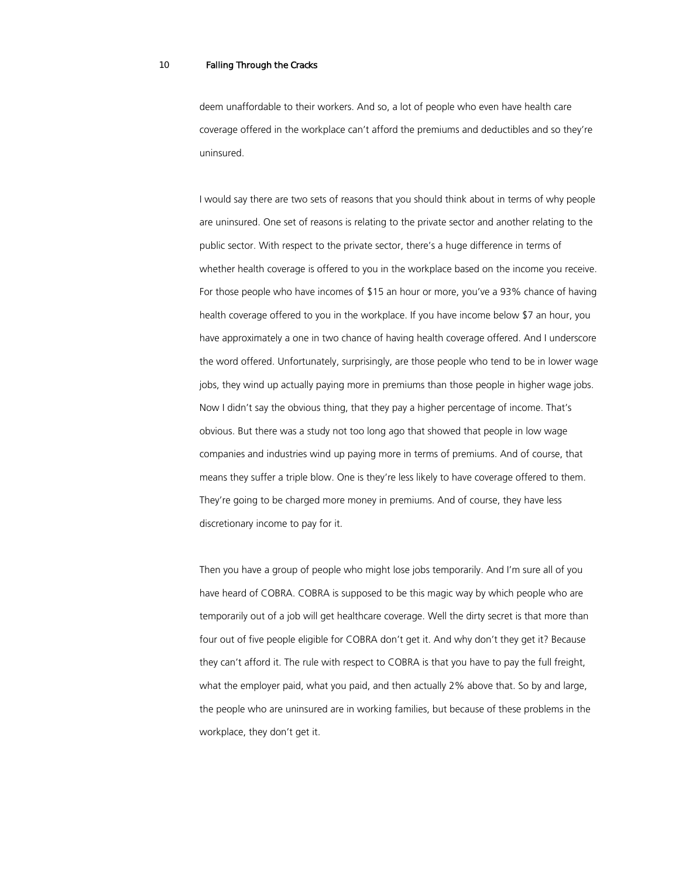deem unaffordable to their workers. And so, a lot of people who even have health care coverage offered in the workplace can't afford the premiums and deductibles and so they're uninsured.

I would say there are two sets of reasons that you should think about in terms of why people are uninsured. One set of reasons is relating to the private sector and another relating to the public sector. With respect to the private sector, there's a huge difference in terms of whether health coverage is offered to you in the workplace based on the income you receive. For those people who have incomes of $15 an hour or more, you've a 93% chance of having health coverage offered to you in the workplace. If you have income below $7 an hour, you have approximately a one in two chance of having health coverage offered. And I underscore the word offered. Unfortunately, surprisingly, are those people who tend to be in lower wage jobs, they wind up actually paying more in premiums than those people in higher wage jobs. Now I didn't say the obvious thing, that they pay a higher percentage of income. That's obvious. But there was a study not too long ago that showed that people in low wage companies and industries wind up paying more in terms of premiums. And of course, that means they suffer a triple blow. One is they're less likely to have coverage offered to them. They're going to be charged more money in premiums. And of course, they have less discretionary income to pay for it.

Then you have a group of people who might lose jobs temporarily. And I'm sure all of you have heard of COBRA. COBRA is supposed to be this magic way by which people who are temporarily out of a job will get healthcare coverage. Well the dirty secret is that more than four out of five people eligible for COBRA don't get it. And why don't they get it? Because they can't afford it. The rule with respect to COBRA is that you have to pay the full freight, what the employer paid, what you paid, and then actually 2% above that. So by and large, the people who are uninsured are in working families, but because of these problems in the workplace, they don't get it.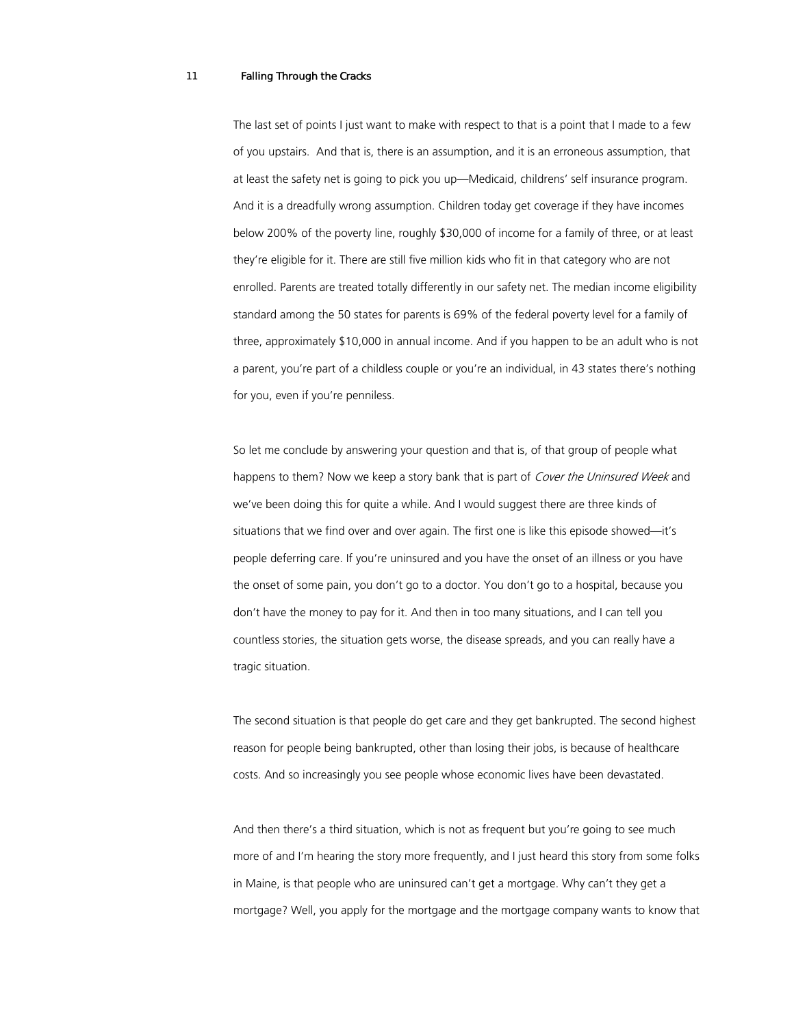The last set of points I just want to make with respect to that is a point that I made to a few of you upstairs. And that is, there is an assumption, and it is an erroneous assumption, that at least the safety net is going to pick you up—Medicaid, childrens' self insurance program. And it is a dreadfully wrong assumption. Children today get coverage if they have incomes below 200% of the poverty line, roughly $30,000 of income for a family of three, or at least they're eligible for it. There are still five million kids who fit in that category who are not enrolled. Parents are treated totally differently in our safety net. The median income eligibility standard among the 50 states for parents is 69% of the federal poverty level for a family of three, approximately $10,000 in annual income. And if you happen to be an adult who is not a parent, you're part of a childless couple or you're an individual, in 43 states there's nothing for you, even if you're penniless.

So let me conclude by answering your question and that is, of that group of people what happens to them? Now we keep a story bank that is part of *Cover the Uninsured Week* and we've been doing this for quite a while. And I would suggest there are three kinds of situations that we find over and over again. The first one is like this episode showed—it's people deferring care. If you're uninsured and you have the onset of an illness or you have the onset of some pain, you don't go to a doctor. You don't go to a hospital, because you don't have the money to pay for it. And then in too many situations, and I can tell you countless stories, the situation gets worse, the disease spreads, and you can really have a tragic situation.

The second situation is that people do get care and they get bankrupted. The second highest reason for people being bankrupted, other than losing their jobs, is because of healthcare costs. And so increasingly you see people whose economic lives have been devastated.

And then there's a third situation, which is not as frequent but you're going to see much more of and I'm hearing the story more frequently, and I just heard this story from some folks in Maine, is that people who are uninsured can't get a mortgage. Why can't they get a mortgage? Well, you apply for the mortgage and the mortgage company wants to know that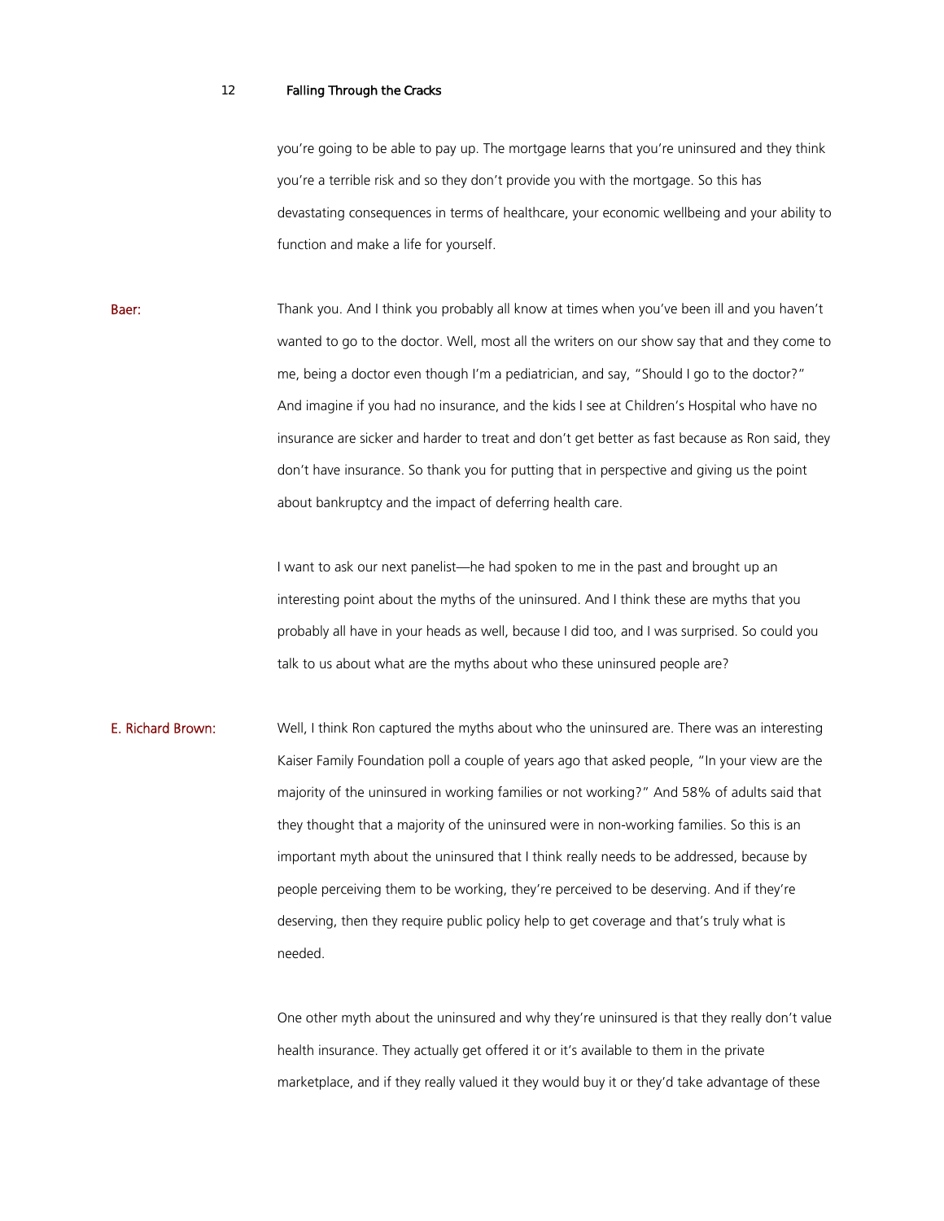you're going to be able to pay up. The mortgage learns that you're uninsured and they think you're a terrible risk and so they don't provide you with the mortgage. So this has devastating consequences in terms of healthcare, your economic wellbeing and your ability to function and make a life for yourself.

**Baer:** Thank you. And I think you probably all know at times when you've been ill and you haven't wanted to go to the doctor. Well, most all the writers on our show say that and they come to me, being a doctor even though I'm a pediatrician, and say, "Should I go to the doctor?" And imagine if you had no insurance, and the kids I see at Children's Hospital who have no insurance are sicker and harder to treat and don't get better as fast because as Ron said, they don't have insurance. So thank you for putting that in perspective and giving us the point about bankruptcy and the impact of deferring health care.

I want to ask our next panelist—he had spoken to me in the past and brought up an interesting point about the myths of the uninsured. And I think these are myths that you probably all have in your heads as well, because I did too, and I was surprised. So could you talk to us about what are the myths about who these uninsured people are?

**E. Richard Brown:** Well, I think Ron captured the myths about who the uninsured are. There was an interesting Kaiser Family Foundation poll a couple of years ago that asked people, "In your view are the majority of the uninsured in working families or not working?" And 58% of adults said that they thought that a majority of the uninsured were in non-working families. So this is an important myth about the uninsured that I think really needs to be addressed, because by people perceiving them to be working, they're perceived to be deserving. And if they're deserving, then they require public policy help to get coverage and that's truly what is needed.

One other myth about the uninsured and why they're uninsured is that they really don't value health insurance. They actually get offered it or it's available to them in the private marketplace, and if they really valued it they would buy it or they'd take advantage of these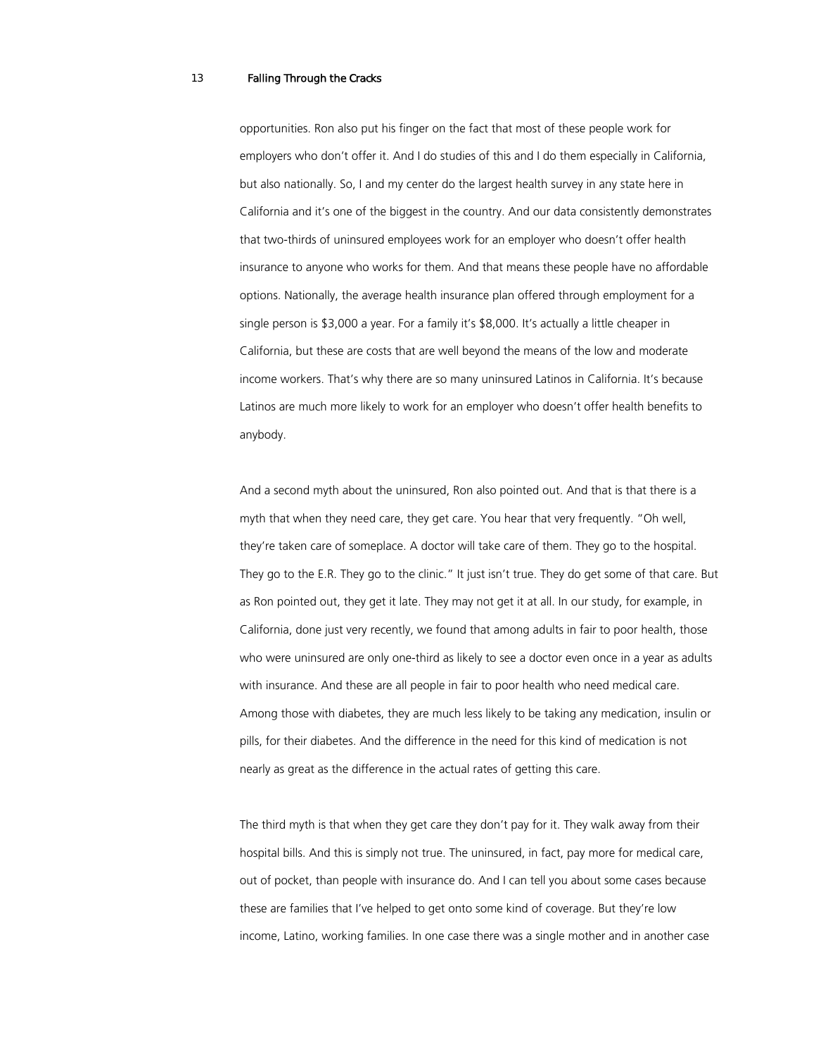opportunities. Ron also put his finger on the fact that most of these people work for employers who don't offer it. And I do studies of this and I do them especially in California, but also nationally. So, I and my center do the largest health survey in any state here in California and it's one of the biggest in the country. And our data consistently demonstrates that two-thirds of uninsured employees work for an employer who doesn't offer health insurance to anyone who works for them. And that means these people have no affordable options. Nationally, the average health insurance plan offered through employment for a single person is $3,000 a year. For a family it's $8,000. It's actually a little cheaper in California, but these are costs that are well beyond the means of the low and moderate income workers. That's why there are so many uninsured Latinos in California. It's because Latinos are much more likely to work for an employer who doesn't offer health benefits to anybody.

And a second myth about the uninsured, Ron also pointed out. And that is that there is a myth that when they need care, they get care. You hear that very frequently. "Oh well, they're taken care of someplace. A doctor will take care of them. They go to the hospital. They go to the E.R. They go to the clinic." It just isn't true. They do get some of that care. But as Ron pointed out, they get it late. They may not get it at all. In our study, for example, in California, done just very recently, we found that among adults in fair to poor health, those who were uninsured are only one-third as likely to see a doctor even once in a year as adults with insurance. And these are all people in fair to poor health who need medical care. Among those with diabetes, they are much less likely to be taking any medication, insulin or pills, for their diabetes. And the difference in the need for this kind of medication is not nearly as great as the difference in the actual rates of getting this care.

The third myth is that when they get care they don't pay for it. They walk away from their hospital bills. And this is simply not true. The uninsured, in fact, pay more for medical care, out of pocket, than people with insurance do. And I can tell you about some cases because these are families that I've helped to get onto some kind of coverage. But they're low income, Latino, working families. In one case there was a single mother and in another case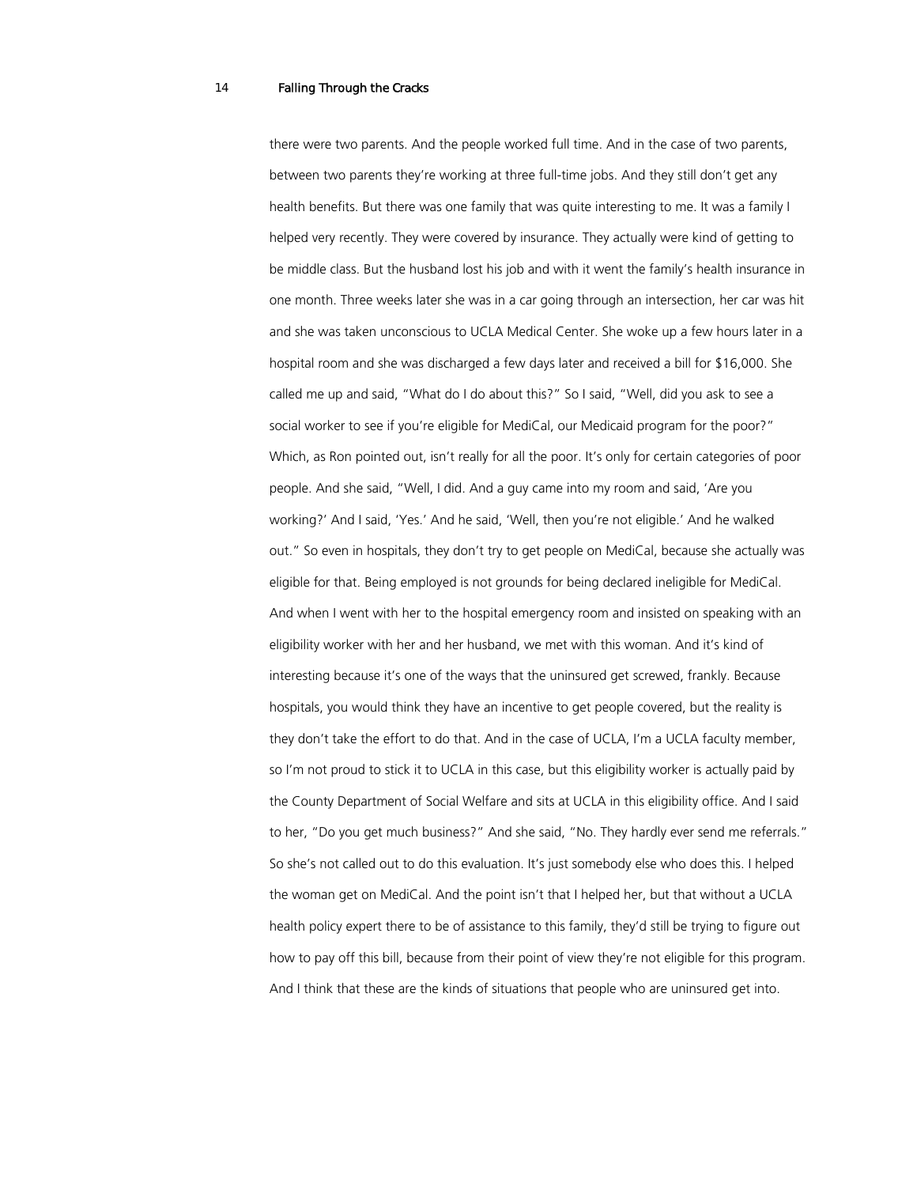there were two parents. And the people worked full time. And in the case of two parents, between two parents they're working at three full-time jobs. And they still don't get any health benefits. But there was one family that was quite interesting to me. It was a family I helped very recently. They were covered by insurance. They actually were kind of getting to be middle class. But the husband lost his job and with it went the family's health insurance in one month. Three weeks later she was in a car going through an intersection, her car was hit and she was taken unconscious to UCLA Medical Center. She woke up a few hours later in a hospital room and she was discharged a few days later and received a bill for $16,000. She called me up and said, "What do I do about this?" So I said, "Well, did you ask to see a social worker to see if you're eligible for MediCal, our Medicaid program for the poor?" Which, as Ron pointed out, isn't really for all the poor. It's only for certain categories of poor people. And she said, "Well, I did. And a guy came into my room and said, 'Are you working?' And I said, 'Yes.' And he said, 'Well, then you're not eligible.' And he walked out." So even in hospitals, they don't try to get people on MediCal, because she actually was eligible for that. Being employed is not grounds for being declared ineligible for MediCal. And when I went with her to the hospital emergency room and insisted on speaking with an eligibility worker with her and her husband, we met with this woman. And it's kind of interesting because it's one of the ways that the uninsured get screwed, frankly. Because hospitals, you would think they have an incentive to get people covered, but the reality is they don't take the effort to do that. And in the case of UCLA, I'm a UCLA faculty member, so I'm not proud to stick it to UCLA in this case, but this eligibility worker is actually paid by the County Department of Social Welfare and sits at UCLA in this eligibility office. And I said to her, "Do you get much business?" And she said, "No. They hardly ever send me referrals." So she's not called out to do this evaluation. It's just somebody else who does this. I helped the woman get on MediCal. And the point isn't that I helped her, but that without a UCLA health policy expert there to be of assistance to this family, they'd still be trying to figure out how to pay off this bill, because from their point of view they're not eligible for this program. And I think that these are the kinds of situations that people who are uninsured get into.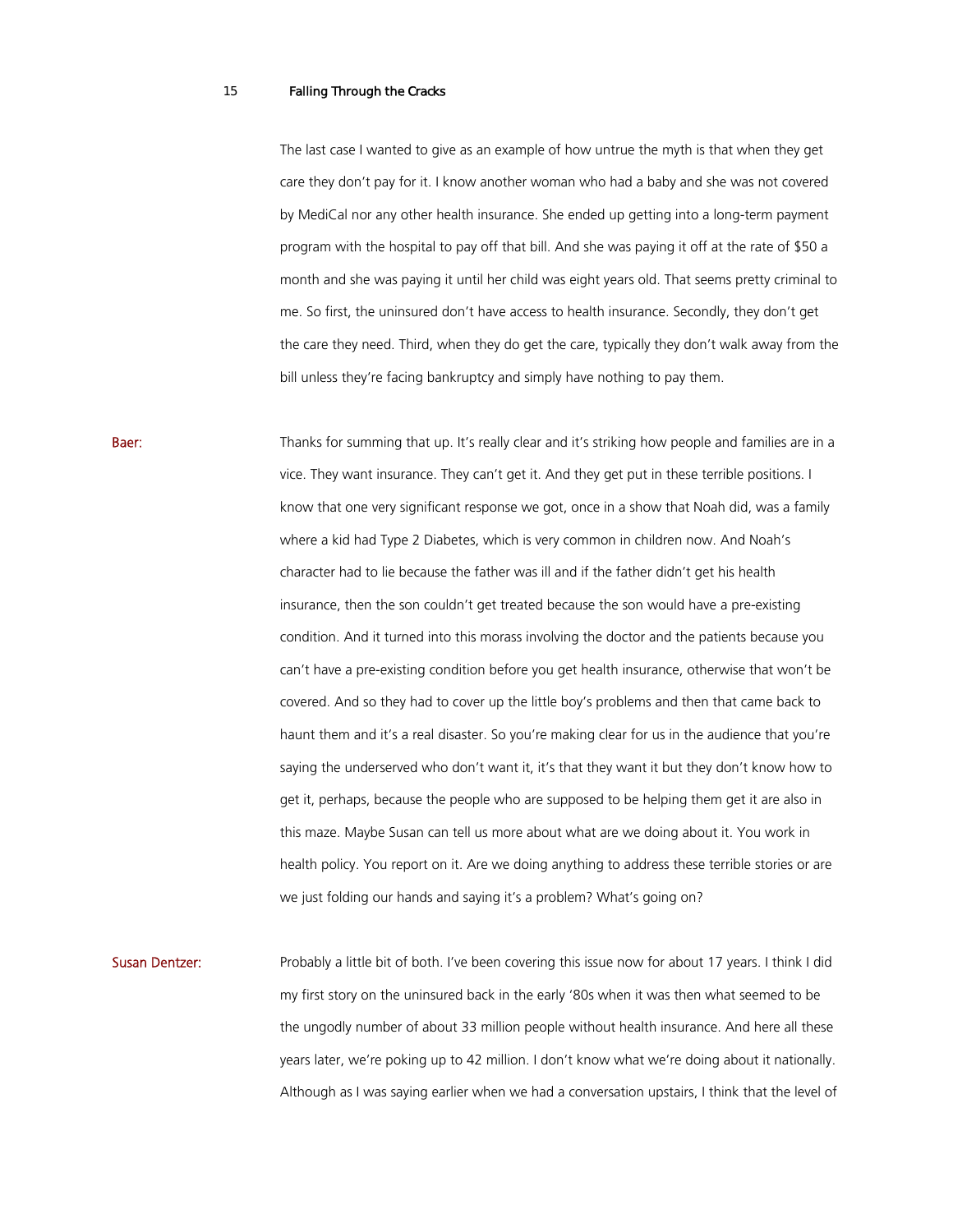The last case I wanted to give as an example of how untrue the myth is that when they get care they don't pay for it. I know another woman who had a baby and she was not covered by MediCal nor any other health insurance. She ended up getting into a long-term payment program with the hospital to pay off that bill. And she was paying it off at the rate of $50 a month and she was paying it until her child was eight years old. That seems pretty criminal to me. So first, the uninsured don't have access to health insurance. Secondly, they don't get the care they need. Third, when they do get the care, typically they don't walk away from the bill unless they're facing bankruptcy and simply have nothing to pay them.

**Baer:** Thanks for summing that up. It's really clear and it's striking how people and families are in a vice. They want insurance. They can't get it. And they get put in these terrible positions. I know that one very significant response we got, once in a show that Noah did, was a family where a kid had Type 2 Diabetes, which is very common in children now. And Noah's character had to lie because the father was ill and if the father didn't get his health insurance, then the son couldn't get treated because the son would have a pre-existing condition. And it turned into this morass involving the doctor and the patients because you can't have a pre-existing condition before you get health insurance, otherwise that won't be covered. And so they had to cover up the little boy's problems and then that came back to haunt them and it's a real disaster. So you're making clear for us in the audience that you're saying the underserved who don't want it, it's that they want it but they don't know how to get it, perhaps, because the people who are supposed to be helping them get it are also in this maze. Maybe Susan can tell us more about what are we doing about it. You work in health policy. You report on it. Are we doing anything to address these terrible stories or are we just folding our hands and saying it's a problem? What's going on?

**Susan Dentzer:** Probably a little bit of both. I've been covering this issue now for about 17 years. I think I did my first story on the uninsured back in the early '80s when it was then what seemed to be the ungodly number of about 33 million people without health insurance. And here all these years later, we're poking up to 42 million. I don't know what we're doing about it nationally. Although as I was saying earlier when we had a conversation upstairs, I think that the level of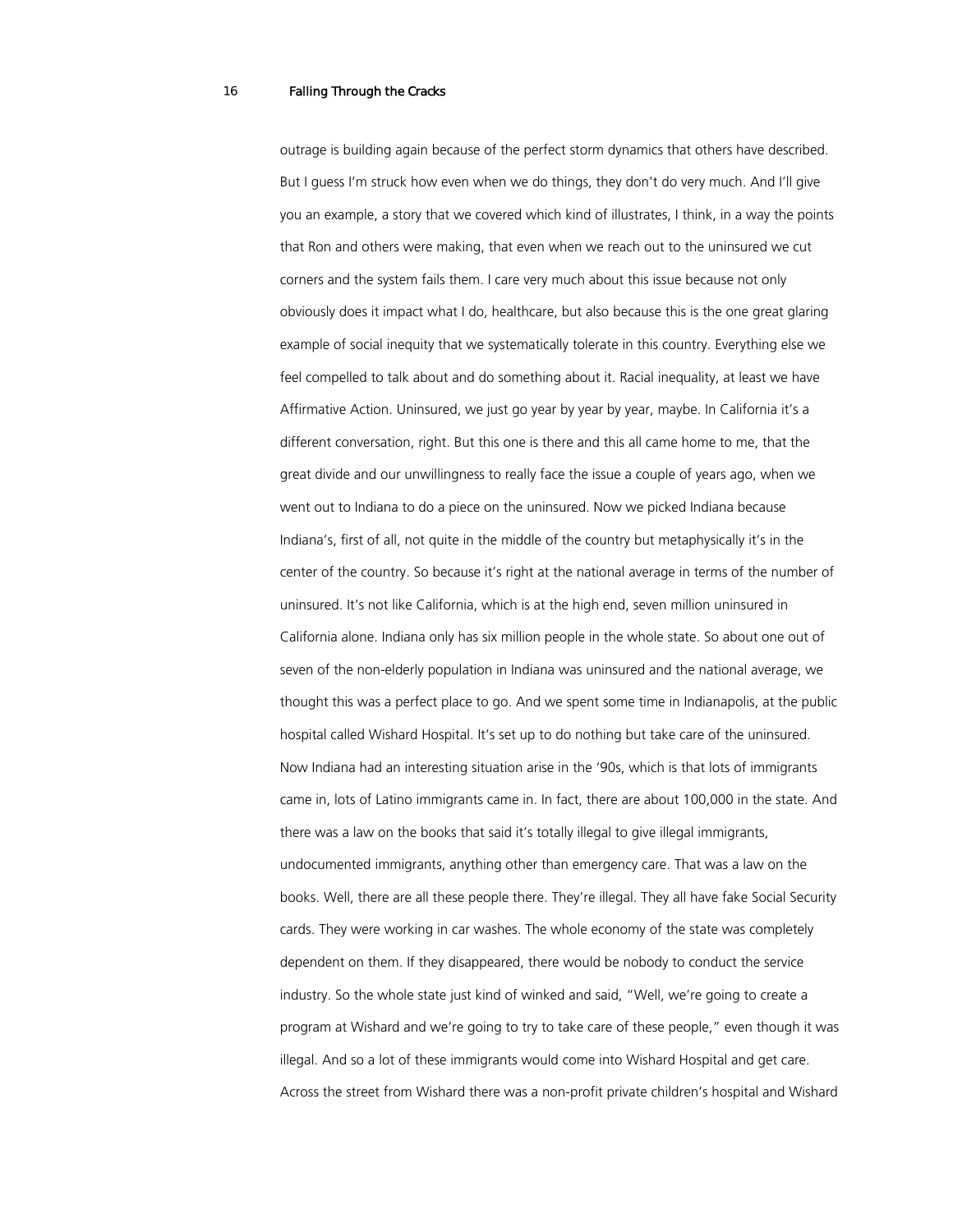outrage is building again because of the perfect storm dynamics that others have described. But I guess I'm struck how even when we do things, they don't do very much. And I'll give you an example, a story that we covered which kind of illustrates, I think, in a way the points that Ron and others were making, that even when we reach out to the uninsured we cut corners and the system fails them. I care very much about this issue because not only obviously does it impact what I do, healthcare, but also because this is the one great glaring example of social inequity that we systematically tolerate in this country. Everything else we feel compelled to talk about and do something about it. Racial inequality, at least we have Affirmative Action. Uninsured, we just go year by year by year, maybe. In California it's a different conversation, right. But this one is there and this all came home to me, that the great divide and our unwillingness to really face the issue a couple of years ago, when we went out to Indiana to do a piece on the uninsured. Now we picked Indiana because Indiana's, first of all, not quite in the middle of the country but metaphysically it's in the center of the country. So because it's right at the national average in terms of the number of uninsured. It's not like California, which is at the high end, seven million uninsured in California alone. Indiana only has six million people in the whole state. So about one out of seven of the non-elderly population in Indiana was uninsured and the national average, we thought this was a perfect place to go. And we spent some time in Indianapolis, at the public hospital called Wishard Hospital. It's set up to do nothing but take care of the uninsured. Now Indiana had an interesting situation arise in the '90s, which is that lots of immigrants came in, lots of Latino immigrants came in. In fact, there are about 100,000 in the state. And there was a law on the books that said it's totally illegal to give illegal immigrants, undocumented immigrants, anything other than emergency care. That was a law on the books. Well, there are all these people there. They're illegal. They all have fake Social Security cards. They were working in car washes. The whole economy of the state was completely dependent on them. If they disappeared, there would be nobody to conduct the service industry. So the whole state just kind of winked and said, "Well, we're going to create a program at Wishard and we're going to try to take care of these people," even though it was illegal. And so a lot of these immigrants would come into Wishard Hospital and get care. Across the street from Wishard there was a non-profit private children's hospital and Wishard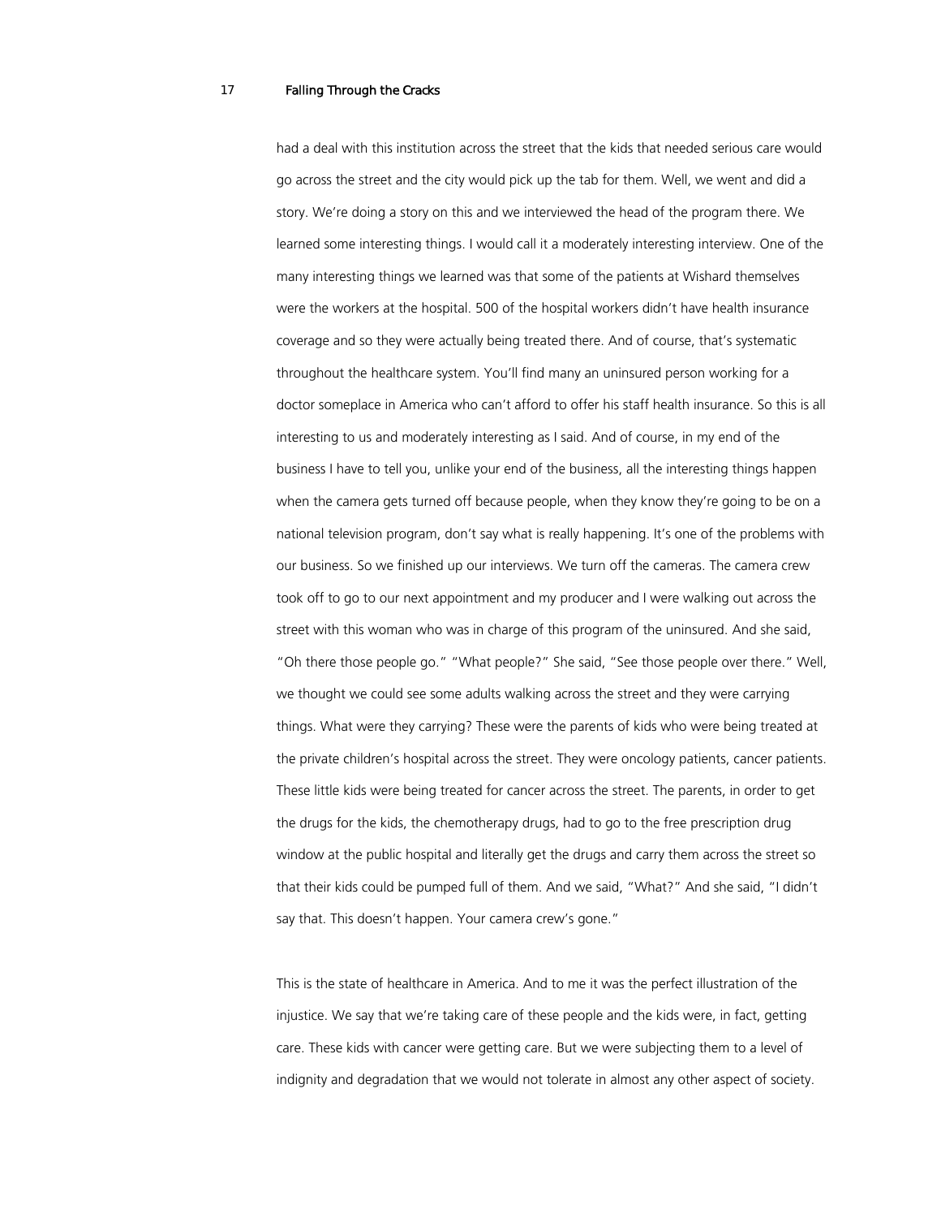had a deal with this institution across the street that the kids that needed serious care would go across the street and the city would pick up the tab for them. Well, we went and did a story. We're doing a story on this and we interviewed the head of the program there. We learned some interesting things. I would call it a moderately interesting interview. One of the many interesting things we learned was that some of the patients at Wishard themselves were the workers at the hospital. 500 of the hospital workers didn't have health insurance coverage and so they were actually being treated there. And of course, that's systematic throughout the healthcare system. You'll find many an uninsured person working for a doctor someplace in America who can't afford to offer his staff health insurance. So this is all interesting to us and moderately interesting as I said. And of course, in my end of the business I have to tell you, unlike your end of the business, all the interesting things happen when the camera gets turned off because people, when they know they're going to be on a national television program, don't say what is really happening. It's one of the problems with our business. So we finished up our interviews. We turn off the cameras. The camera crew took off to go to our next appointment and my producer and I were walking out across the street with this woman who was in charge of this program of the uninsured. And she said, "Oh there those people go." "What people?" She said, "See those people over there." Well, we thought we could see some adults walking across the street and they were carrying things. What were they carrying? These were the parents of kids who were being treated at the private children's hospital across the street. They were oncology patients, cancer patients. These little kids were being treated for cancer across the street. The parents, in order to get the drugs for the kids, the chemotherapy drugs, had to go to the free prescription drug window at the public hospital and literally get the drugs and carry them across the street so that their kids could be pumped full of them. And we said, "What?" And she said, "I didn't say that. This doesn't happen. Your camera crew's gone."

This is the state of healthcare in America. And to me it was the perfect illustration of the injustice. We say that we're taking care of these people and the kids were, in fact, getting care. These kids with cancer were getting care. But we were subjecting them to a level of indignity and degradation that we would not tolerate in almost any other aspect of society.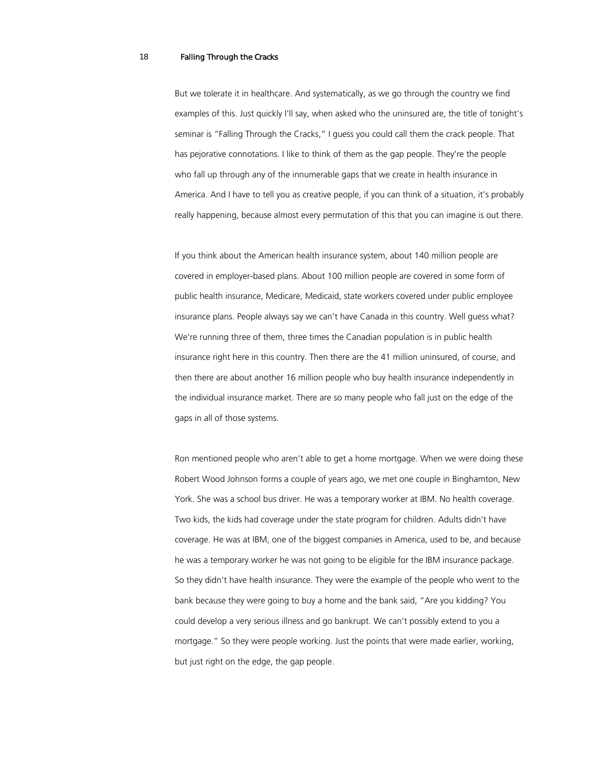But we tolerate it in healthcare. And systematically, as we go through the country we find examples of this. Just quickly I'll say, when asked who the uninsured are, the title of tonight's seminar is "Falling Through the Cracks," I guess you could call them the crack people. That has pejorative connotations. I like to think of them as the gap people. They're the people who fall up through any of the innumerable gaps that we create in health insurance in America. And I have to tell you as creative people, if you can think of a situation, it's probably really happening, because almost every permutation of this that you can imagine is out there.

If you think about the American health insurance system, about 140 million people are covered in employer-based plans. About 100 million people are covered in some form of public health insurance, Medicare, Medicaid, state workers covered under public employee insurance plans. People always say we can't have Canada in this country. Well guess what? We're running three of them, three times the Canadian population is in public health insurance right here in this country. Then there are the 41 million uninsured, of course, and then there are about another 16 million people who buy health insurance independently in the individual insurance market. There are so many people who fall just on the edge of the gaps in all of those systems.

Ron mentioned people who aren't able to get a home mortgage. When we were doing these Robert Wood Johnson forms a couple of years ago, we met one couple in Binghamton, New York. She was a school bus driver. He was a temporary worker at IBM. No health coverage. Two kids, the kids had coverage under the state program for children. Adults didn't have coverage. He was at IBM, one of the biggest companies in America, used to be, and because he was a temporary worker he was not going to be eligible for the IBM insurance package. So they didn't have health insurance. They were the example of the people who went to the bank because they were going to buy a home and the bank said, "Are you kidding? You could develop a very serious illness and go bankrupt. We can't possibly extend to you a mortgage." So they were people working. Just the points that were made earlier, working, but just right on the edge, the gap people.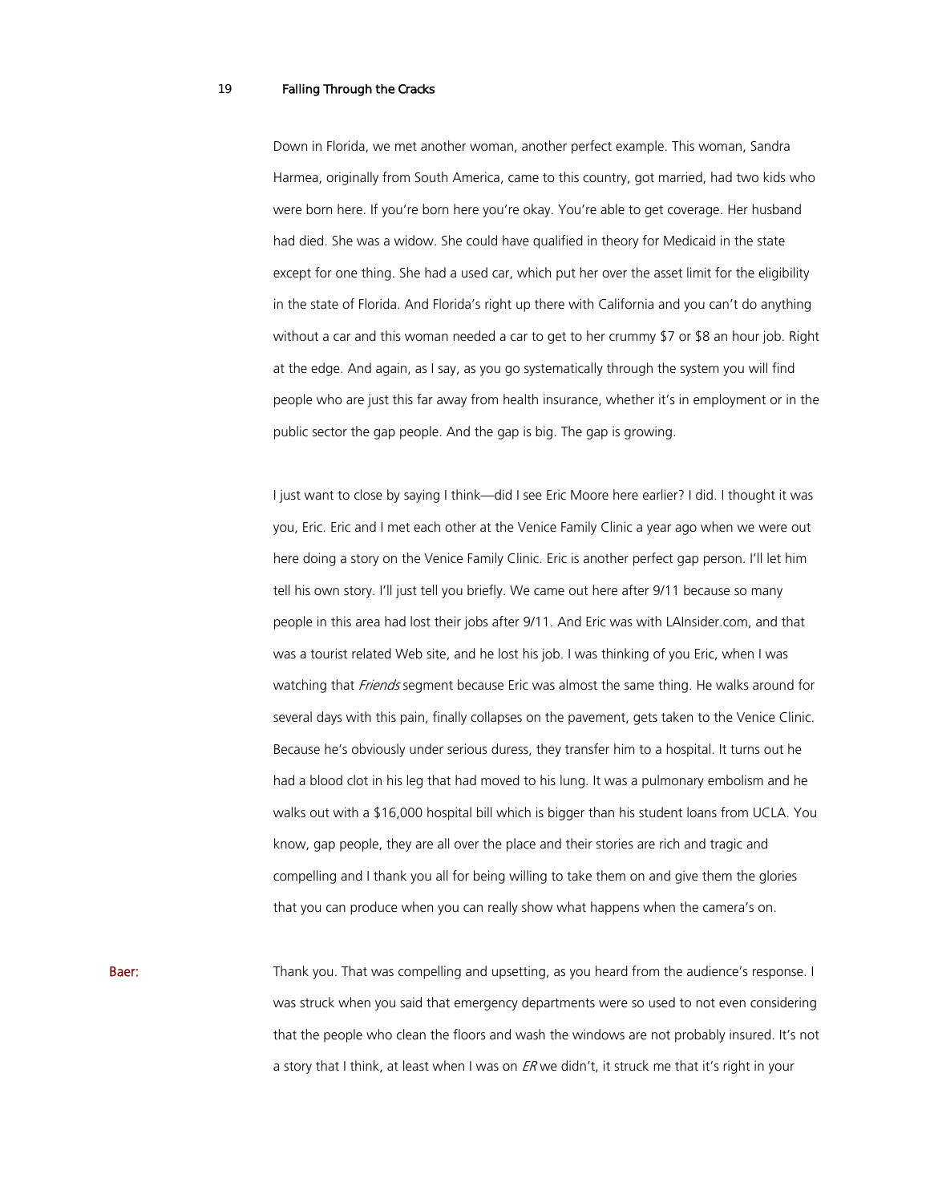Down in Florida, we met another woman, another perfect example. This woman, Sandra Harmea, originally from South America, came to this country, got married, had two kids who were born here. If you're born here you're okay. You're able to get coverage. Her husband had died. She was a widow. She could have qualified in theory for Medicaid in the state except for one thing. She had a used car, which put her over the asset limit for the eligibility in the state of Florida. And Florida's right up there with California and you can't do anything without a car and this woman needed a car to get to her crummy $7 or $8 an hour job. Right at the edge. And again, as I say, as you go systematically through the system you will find people who are just this far away from health insurance, whether it's in employment or in the public sector the gap people. And the gap is big. The gap is growing.

I just want to close by saying I think—did I see Eric Moore here earlier? I did. I thought it was you, Eric. Eric and I met each other at the Venice Family Clinic a year ago when we were out here doing a story on the Venice Family Clinic. Eric is another perfect gap person. I'll let him tell his own story. I'll just tell you briefly. We came out here after 9/11 because so many people in this area had lost their jobs after 9/11. And Eric was with LAInsider.com, and that was a tourist related Web site, and he lost his job. I was thinking of you Eric, when I was watching that *Friends* segment because Eric was almost the same thing. He walks around for several days with this pain, finally collapses on the pavement, gets taken to the Venice Clinic. Because he's obviously under serious duress, they transfer him to a hospital. It turns out he had a blood clot in his leg that had moved to his lung. It was a pulmonary embolism and he walks out with a $16,000 hospital bill which is bigger than his student loans from UCLA. You know, gap people, they are all over the place and their stories are rich and tragic and compelling and I thank you all for being willing to take them on and give them the glories that you can produce when you can really show what happens when the camera's on.

**Baer:** Thank you. That was compelling and upsetting, as you heard from the audience's response. I was struck when you said that emergency departments were so used to not even considering that the people who clean the floors and wash the windows are not probably insured. It's not a story that I think, at least when I was on *ER* we didn't, it struck me that it's right in your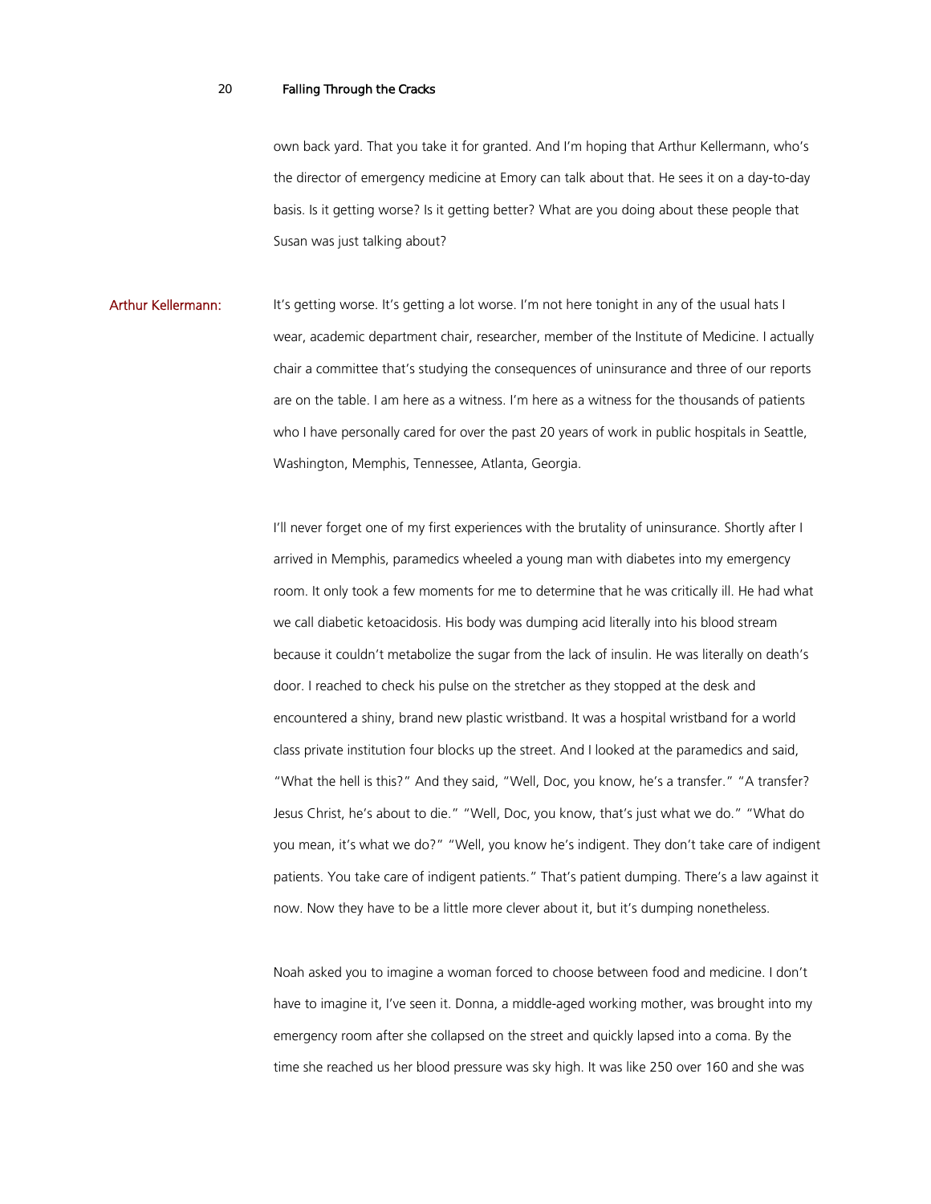own back yard. That you take it for granted. And I'm hoping that Arthur Kellermann, who's the director of emergency medicine at Emory can talk about that. He sees it on a day-to-day basis. Is it getting worse? Is it getting better? What are you doing about these people that Susan was just talking about?

**Arthur Kellermann:** It's getting worse. It's getting a lot worse. I'm not here tonight in any of the usual hats I wear, academic department chair, researcher, member of the Institute of Medicine. I actually chair a committee that's studying the consequences of uninsurance and three of our reports are on the table. I am here as a witness. I'm here as a witness for the thousands of patients who I have personally cared for over the past 20 years of work in public hospitals in Seattle, Washington, Memphis, Tennessee, Atlanta, Georgia.

I'll never forget one of my first experiences with the brutality of uninsurance. Shortly after I arrived in Memphis, paramedics wheeled a young man with diabetes into my emergency room. It only took a few moments for me to determine that he was critically ill. He had what we call diabetic ketoacidosis. His body was dumping acid literally into his blood stream because it couldn't metabolize the sugar from the lack of insulin. He was literally on death's door. I reached to check his pulse on the stretcher as they stopped at the desk and encountered a shiny, brand new plastic wristband. It was a hospital wristband for a world class private institution four blocks up the street. And I looked at the paramedics and said, "What the hell is this?" And they said, "Well, Doc, you know, he's a transfer." "A transfer? Jesus Christ, he's about to die." "Well, Doc, you know, that's just what we do." "What do you mean, it's what we do?" "Well, you know he's indigent. They don't take care of indigent patients. You take care of indigent patients." That's patient dumping. There's a law against it now. Now they have to be a little more clever about it, but it's dumping nonetheless.

Noah asked you to imagine a woman forced to choose between food and medicine. I don't have to imagine it, I've seen it. Donna, a middle-aged working mother, was brought into my emergency room after she collapsed on the street and quickly lapsed into a coma. By the time she reached us her blood pressure was sky high. It was like 250 over 160 and she was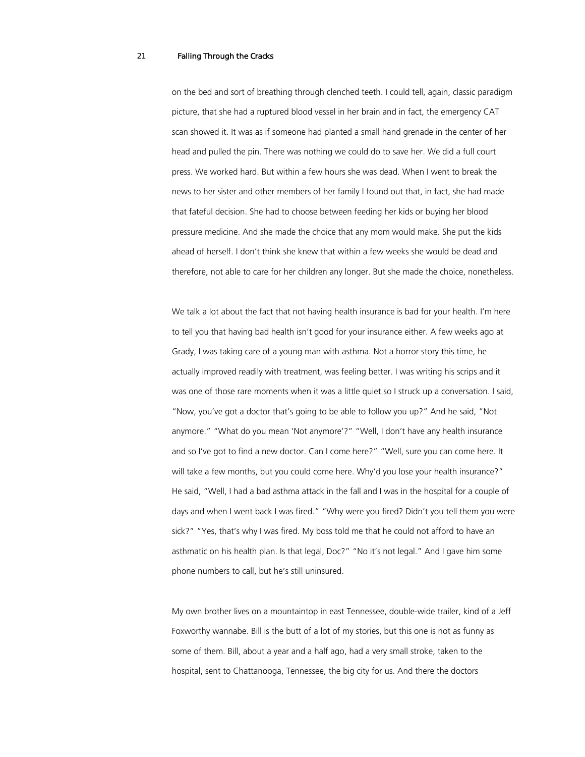on the bed and sort of breathing through clenched teeth. I could tell, again, classic paradigm picture, that she had a ruptured blood vessel in her brain and in fact, the emergency CAT scan showed it. It was as if someone had planted a small hand grenade in the center of her head and pulled the pin. There was nothing we could do to save her. We did a full court press. We worked hard. But within a few hours she was dead. When I went to break the news to her sister and other members of her family I found out that, in fact, she had made that fateful decision. She had to choose between feeding her kids or buying her blood pressure medicine. And she made the choice that any mom would make. She put the kids ahead of herself. I don't think she knew that within a few weeks she would be dead and therefore, not able to care for her children any longer. But she made the choice, nonetheless.

We talk a lot about the fact that not having health insurance is bad for your health. I'm here to tell you that having bad health isn't good for your insurance either. A few weeks ago at Grady, I was taking care of a young man with asthma. Not a horror story this time, he actually improved readily with treatment, was feeling better. I was writing his scrips and it was one of those rare moments when it was a little quiet so I struck up a conversation. I said, "Now, you've got a doctor that's going to be able to follow you up?" And he said, "Not anymore." "What do you mean 'Not anymore'?" "Well, I don't have any health insurance and so I've got to find a new doctor. Can I come here?" "Well, sure you can come here. It will take a few months, but you could come here. Why'd you lose your health insurance?" He said, "Well, I had a bad asthma attack in the fall and I was in the hospital for a couple of days and when I went back I was fired." "Why were you fired? Didn't you tell them you were sick?" "Yes, that's why I was fired. My boss told me that he could not afford to have an asthmatic on his health plan. Is that legal, Doc?" "No it's not legal." And I gave him some phone numbers to call, but he's still uninsured.

My own brother lives on a mountaintop in east Tennessee, double-wide trailer, kind of a Jeff Foxworthy wannabe. Bill is the butt of a lot of my stories, but this one is not as funny as some of them. Bill, about a year and a half ago, had a very small stroke, taken to the hospital, sent to Chattanooga, Tennessee, the big city for us. And there the doctors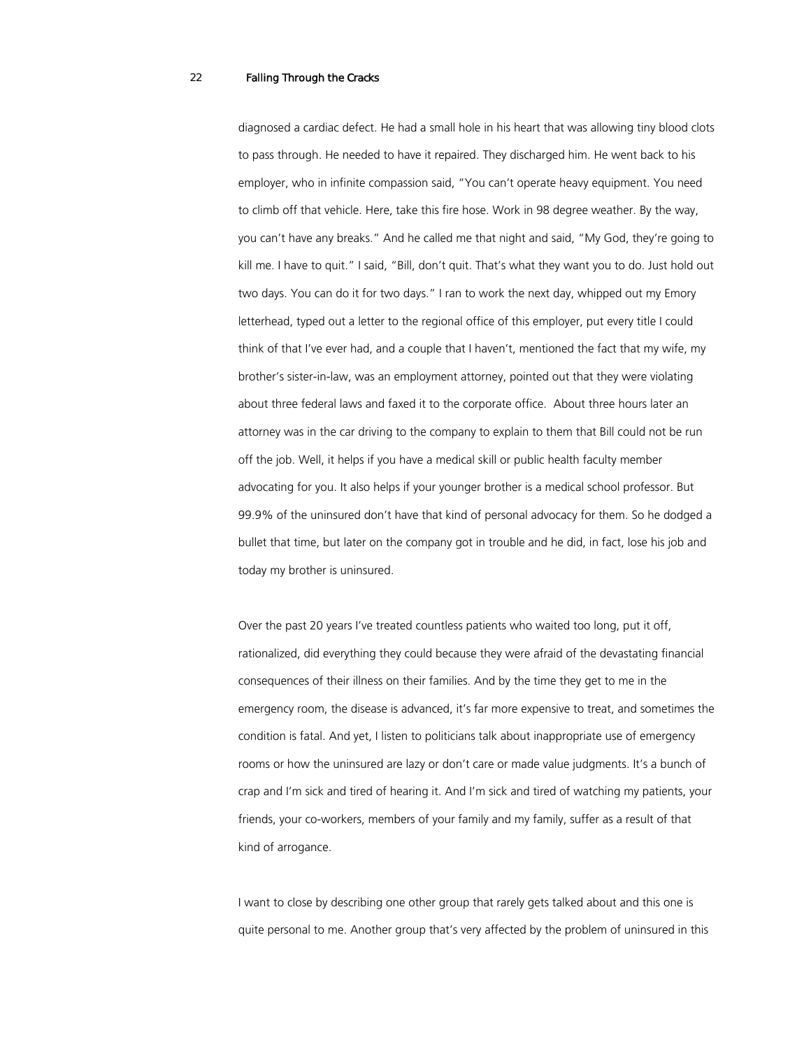diagnosed a cardiac defect. He had a small hole in his heart that was allowing tiny blood clots to pass through. He needed to have it repaired. They discharged him. He went back to his employer, who in infinite compassion said, "You can't operate heavy equipment. You need to climb off that vehicle. Here, take this fire hose. Work in 98 degree weather. By the way, you can't have any breaks." And he called me that night and said, "My God, they're going to kill me. I have to quit." I said, "Bill, don't quit. That's what they want you to do. Just hold out two days. You can do it for two days." I ran to work the next day, whipped out my Emory letterhead, typed out a letter to the regional office of this employer, put every title I could think of that I've ever had, and a couple that I haven't, mentioned the fact that my wife, my brother's sister-in-law, was an employment attorney, pointed out that they were violating about three federal laws and faxed it to the corporate office. About three hours later an attorney was in the car driving to the company to explain to them that Bill could not be run off the job. Well, it helps if you have a medical skill or public health faculty member advocating for you. It also helps if your younger brother is a medical school professor. But 99.9% of the uninsured don't have that kind of personal advocacy for them. So he dodged a bullet that time, but later on the company got in trouble and he did, in fact, lose his job and today my brother is uninsured.

Over the past 20 years I've treated countless patients who waited too long, put it off, rationalized, did everything they could because they were afraid of the devastating financial consequences of their illness on their families. And by the time they get to me in the emergency room, the disease is advanced, it's far more expensive to treat, and sometimes the condition is fatal. And yet, I listen to politicians talk about inappropriate use of emergency rooms or how the uninsured are lazy or don't care or made value judgments. It's a bunch of crap and I'm sick and tired of hearing it. And I'm sick and tired of watching my patients, your friends, your co-workers, members of your family and my family, suffer as a result of that kind of arrogance.

I want to close by describing one other group that rarely gets talked about and this one is quite personal to me. Another group that's very affected by the problem of uninsured in this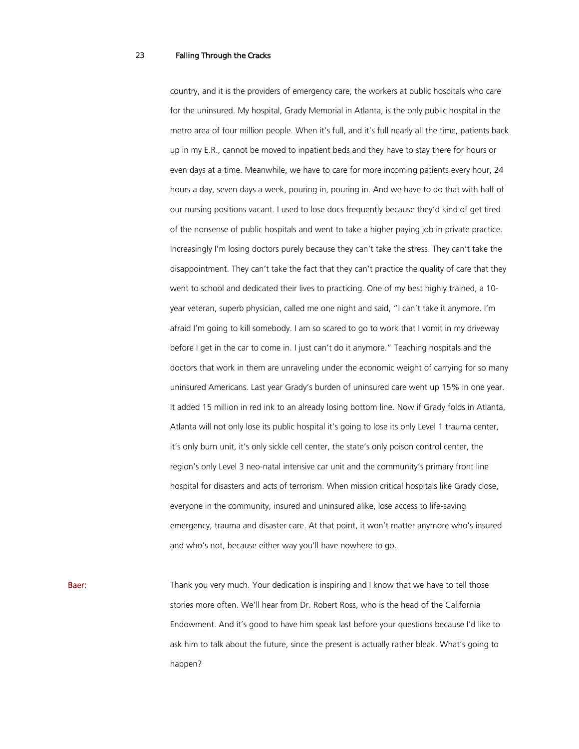country, and it is the providers of emergency care, the workers at public hospitals who care for the uninsured. My hospital, Grady Memorial in Atlanta, is the only public hospital in the metro area of four million people. When it's full, and it's full nearly all the time, patients back up in my E.R., cannot be moved to inpatient beds and they have to stay there for hours or even days at a time. Meanwhile, we have to care for more incoming patients every hour, 24 hours a day, seven days a week, pouring in, pouring in. And we have to do that with half of our nursing positions vacant. I used to lose docs frequently because they'd kind of get tired of the nonsense of public hospitals and went to take a higher paying job in private practice. Increasingly I'm losing doctors purely because they can't take the stress. They can't take the disappointment. They can't take the fact that they can't practice the quality of care that they went to school and dedicated their lives to practicing. One of my best highly trained, a 10-year veteran, superb physician, called me one night and said, "I can't take it anymore. I'm afraid I'm going to kill somebody. I am so scared to go to work that I vomit in my driveway before I get in the car to come in. I just can't do it anymore." Teaching hospitals and the doctors that work in them are unraveling under the economic weight of carrying for so many uninsured Americans. Last year Grady's burden of uninsured care went up 15% in one year. It added 15 million in red ink to an already losing bottom line. Now if Grady folds in Atlanta, Atlanta will not only lose its public hospital it's going to lose its only Level 1 trauma center, it's only burn unit, it's only sickle cell center, the state's only poison control center, the region's only Level 3 neo-natal intensive car unit and the community's primary front line hospital for disasters and acts of terrorism. When mission critical hospitals like Grady close, everyone in the community, insured and uninsured alike, lose access to life-saving emergency, trauma and disaster care. At that point, it won't matter anymore who's insured and who's not, because either way you'll have nowhere to go.

**Baer:** Thank you very much. Your dedication is inspiring and I know that we have to tell those stories more often. We'll hear from Dr. Robert Ross, who is the head of the California Endowment. And it's good to have him speak last before your questions because I'd like to ask him to talk about the future, since the present is actually rather bleak. What's going to happen?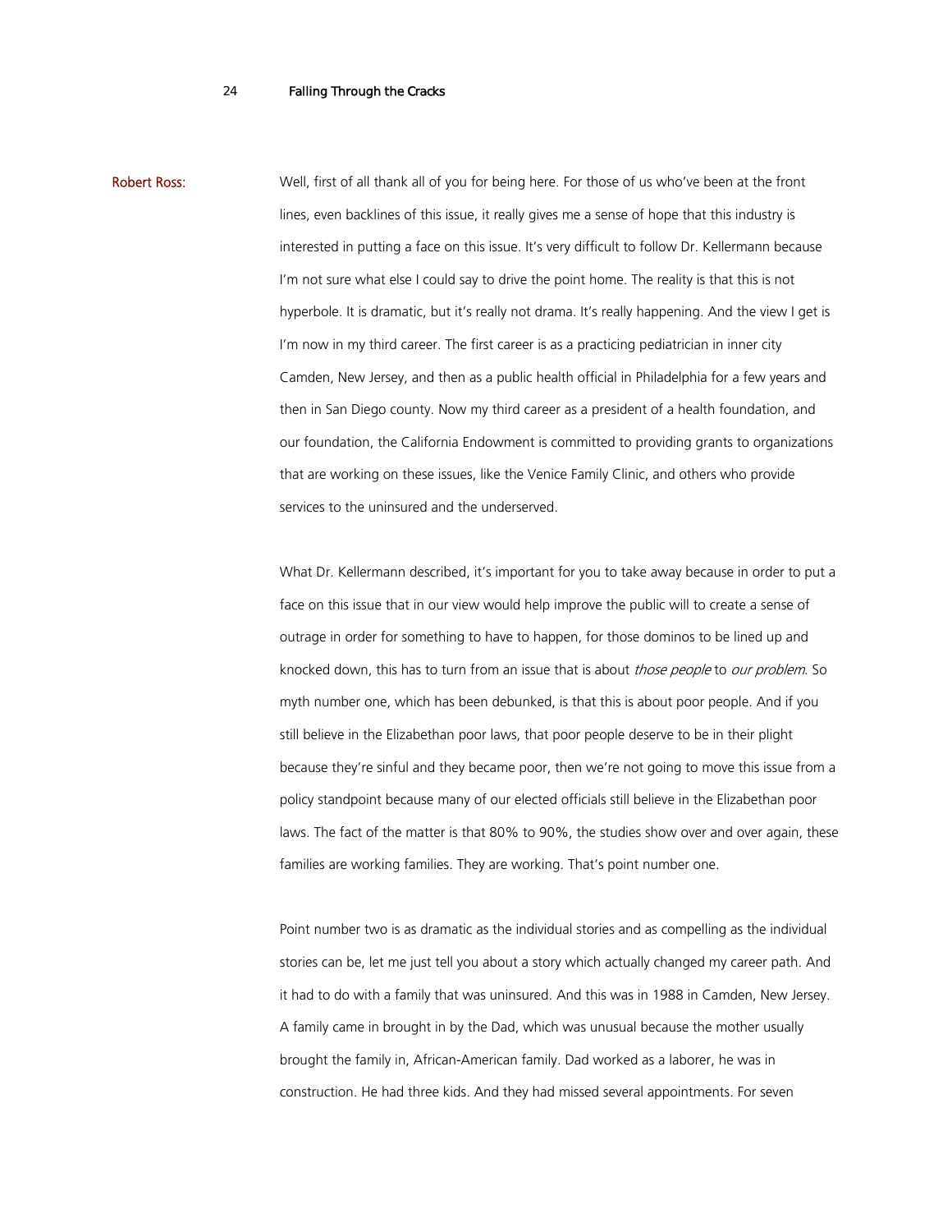**Robert Ross:** Well, first of all thank all of you for being here. For those of us who've been at the front lines, even backlines of this issue, it really gives me a sense of hope that this industry is interested in putting a face on this issue. It's very difficult to follow Dr. Kellermann because I'm not sure what else I could say to drive the point home. The reality is that this is not hyperbole. It is dramatic, but it's really not drama. It's really happening. And the view I get is I'm now in my third career. The first career is as a practicing pediatrician in inner city Camden, New Jersey, and then as a public health official in Philadelphia for a few years and then in San Diego county. Now my third career as a president of a health foundation, and our foundation, the California Endowment is committed to providing grants to organizations that are working on these issues, like the Venice Family Clinic, and others who provide services to the uninsured and the underserved.

What Dr. Kellermann described, it's important for you to take away because in order to put a face on this issue that in our view would help improve the public will to create a sense of outrage in order for something to have to happen, for those dominos to be lined up and knocked down, this has to turn from an issue that is about *those people* to *our problem*. So myth number one, which has been debunked, is that this is about poor people. And if you still believe in the Elizabethan poor laws, that poor people deserve to be in their plight because they're sinful and they became poor, then we're not going to move this issue from a policy standpoint because many of our elected officials still believe in the Elizabethan poor laws. The fact of the matter is that 80% to 90%, the studies show over and over again, these families are working families. They are working. That's point number one.

Point number two is as dramatic as the individual stories and as compelling as the individual stories can be, let me just tell you about a story which actually changed my career path. And it had to do with a family that was uninsured. And this was in 1988 in Camden, New Jersey. A family came in brought in by the Dad, which was unusual because the mother usually brought the family in, African-American family. Dad worked as a laborer, he was in construction. He had three kids. And they had missed several appointments. For seven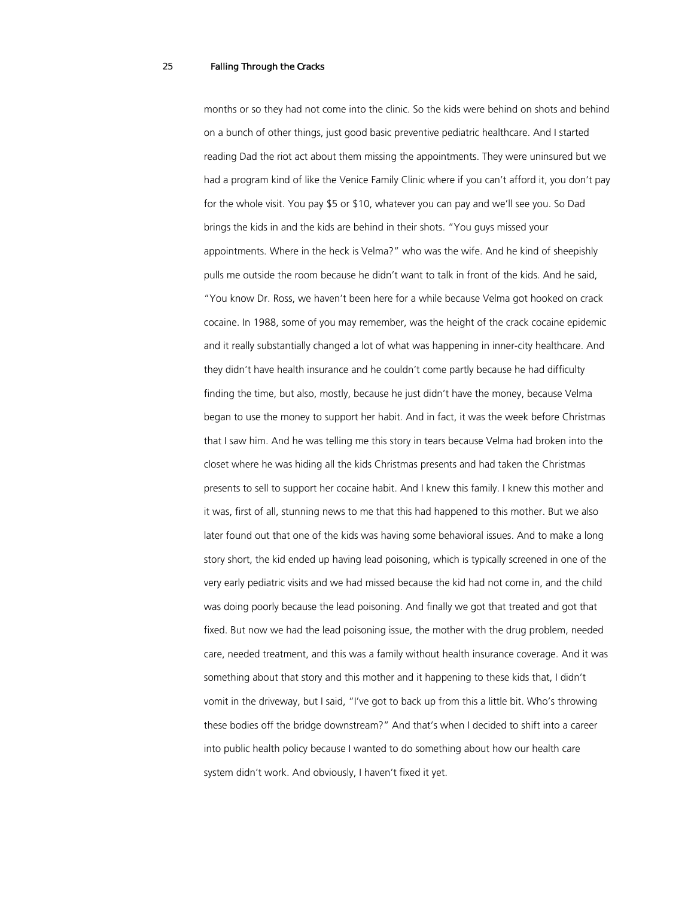months or so they had not come into the clinic. So the kids were behind on shots and behind on a bunch of other things, just good basic preventive pediatric healthcare. And I started reading Dad the riot act about them missing the appointments. They were uninsured but we had a program kind of like the Venice Family Clinic where if you can't afford it, you don't pay for the whole visit. You pay $5 or $10, whatever you can pay and we'll see you. So Dad brings the kids in and the kids are behind in their shots. "You guys missed your appointments. Where in the heck is Velma?" who was the wife. And he kind of sheepishly pulls me outside the room because he didn't want to talk in front of the kids. And he said, "You know Dr. Ross, we haven't been here for a while because Velma got hooked on crack cocaine. In 1988, some of you may remember, was the height of the crack cocaine epidemic and it really substantially changed a lot of what was happening in inner-city healthcare. And they didn't have health insurance and he couldn't come partly because he had difficulty finding the time, but also, mostly, because he just didn't have the money, because Velma began to use the money to support her habit. And in fact, it was the week before Christmas that I saw him. And he was telling me this story in tears because Velma had broken into the closet where he was hiding all the kids Christmas presents and had taken the Christmas presents to sell to support her cocaine habit. And I knew this family. I knew this mother and it was, first of all, stunning news to me that this had happened to this mother. But we also later found out that one of the kids was having some behavioral issues. And to make a long story short, the kid ended up having lead poisoning, which is typically screened in one of the very early pediatric visits and we had missed because the kid had not come in, and the child was doing poorly because the lead poisoning. And finally we got that treated and got that fixed. But now we had the lead poisoning issue, the mother with the drug problem, needed care, needed treatment, and this was a family without health insurance coverage. And it was something about that story and this mother and it happening to these kids that, I didn't vomit in the driveway, but I said, "I've got to back up from this a little bit. Who's throwing these bodies off the bridge downstream?" And that's when I decided to shift into a career into public health policy because I wanted to do something about how our health care system didn't work. And obviously, I haven't fixed it yet.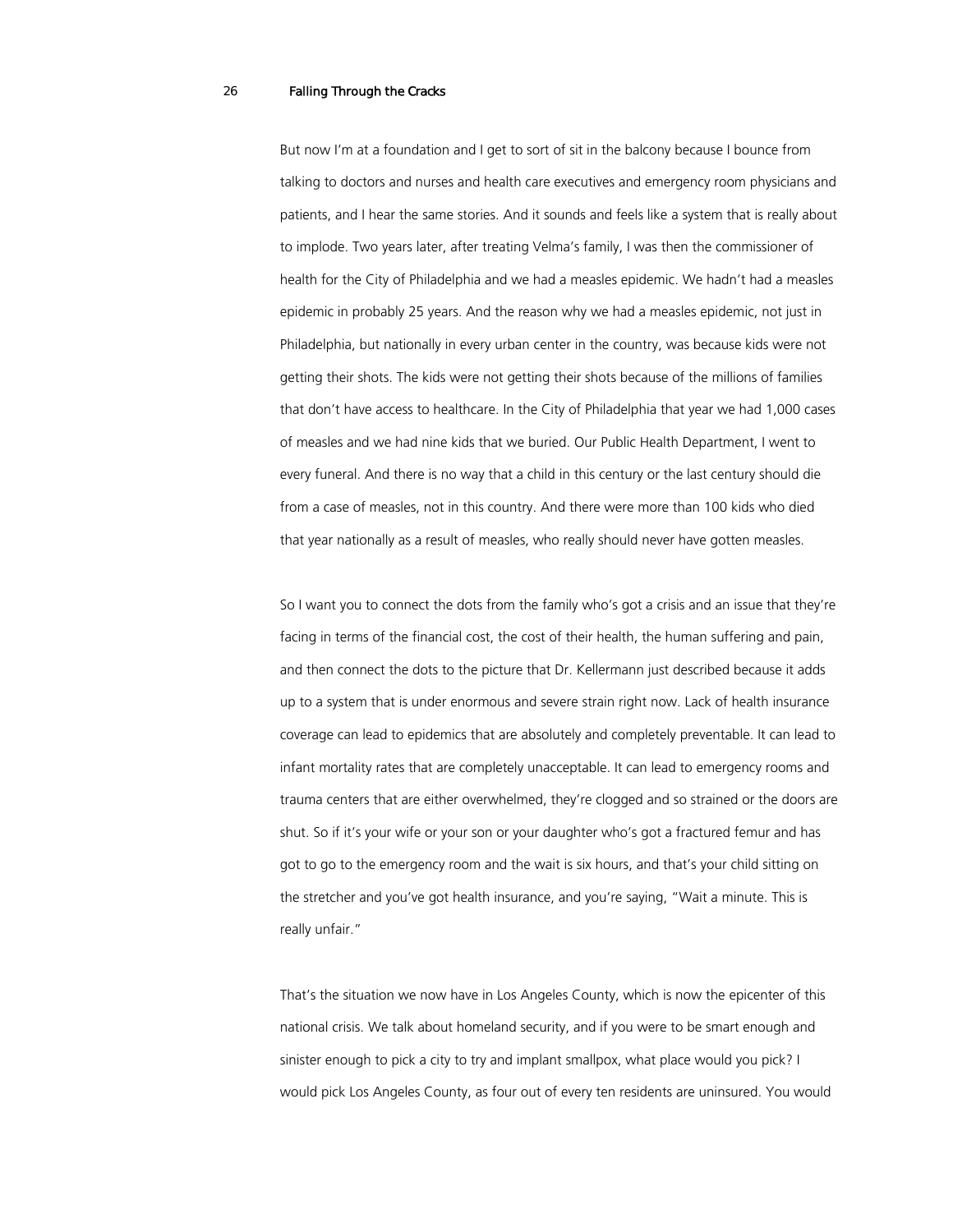But now I'm at a foundation and I get to sort of sit in the balcony because I bounce from talking to doctors and nurses and health care executives and emergency room physicians and patients, and I hear the same stories. And it sounds and feels like a system that is really about to implode. Two years later, after treating Velma's family, I was then the commissioner of health for the City of Philadelphia and we had a measles epidemic. We hadn't had a measles epidemic in probably 25 years. And the reason why we had a measles epidemic, not just in Philadelphia, but nationally in every urban center in the country, was because kids were not getting their shots. The kids were not getting their shots because of the millions of families that don't have access to healthcare. In the City of Philadelphia that year we had 1,000 cases of measles and we had nine kids that we buried. Our Public Health Department, I went to every funeral. And there is no way that a child in this century or the last century should die from a case of measles, not in this country. And there were more than 100 kids who died that year nationally as a result of measles, who really should never have gotten measles.

So I want you to connect the dots from the family who's got a crisis and an issue that they're facing in terms of the financial cost, the cost of their health, the human suffering and pain, and then connect the dots to the picture that Dr. Kellermann just described because it adds up to a system that is under enormous and severe strain right now. Lack of health insurance coverage can lead to epidemics that are absolutely and completely preventable. It can lead to infant mortality rates that are completely unacceptable. It can lead to emergency rooms and trauma centers that are either overwhelmed, they're clogged and so strained or the doors are shut. So if it's your wife or your son or your daughter who's got a fractured femur and has got to go to the emergency room and the wait is six hours, and that's your child sitting on the stretcher and you've got health insurance, and you're saying, "Wait a minute. This is really unfair."

That's the situation we now have in Los Angeles County, which is now the epicenter of this national crisis. We talk about homeland security, and if you were to be smart enough and sinister enough to pick a city to try and implant smallpox, what place would you pick? I would pick Los Angeles County, as four out of every ten residents are uninsured. You would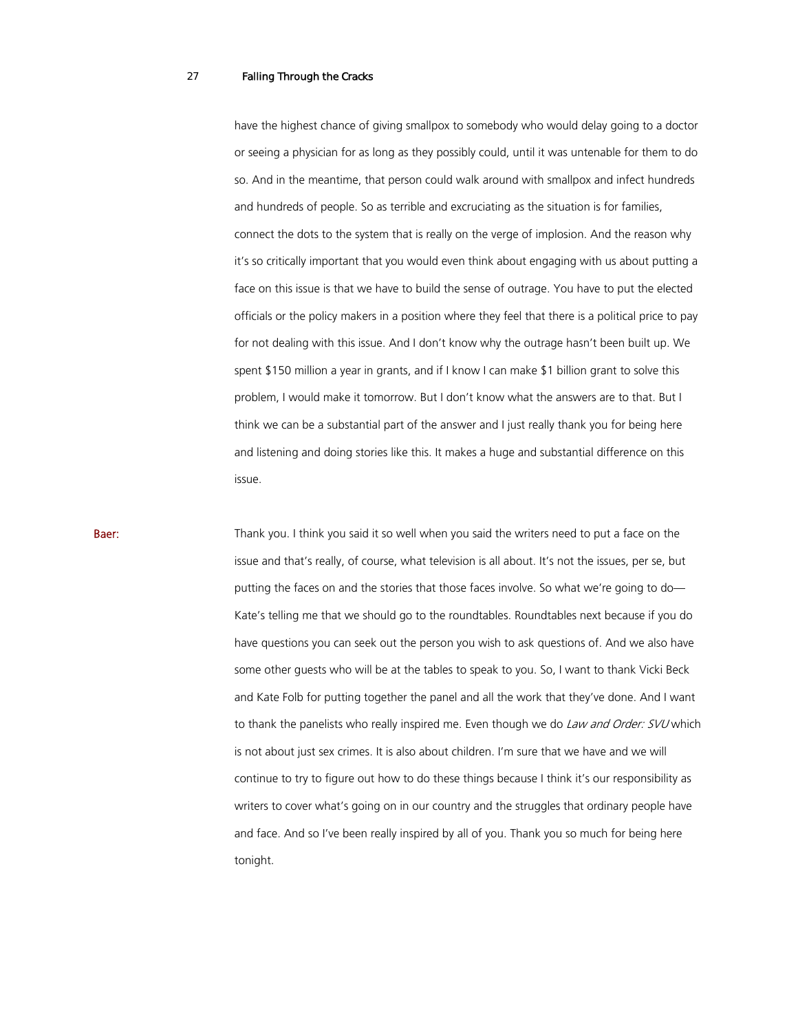have the highest chance of giving smallpox to somebody who would delay going to a doctor or seeing a physician for as long as they possibly could, until it was untenable for them to do so. And in the meantime, that person could walk around with smallpox and infect hundreds and hundreds of people. So as terrible and excruciating as the situation is for families, connect the dots to the system that is really on the verge of implosion. And the reason why it's so critically important that you would even think about engaging with us about putting a face on this issue is that we have to build the sense of outrage. You have to put the elected officials or the policy makers in a position where they feel that there is a political price to pay for not dealing with this issue. And I don't know why the outrage hasn't been built up. We spent $150 million a year in grants, and if I know I can make $1 billion grant to solve this problem, I would make it tomorrow. But I don't know what the answers are to that. But I think we can be a substantial part of the answer and I just really thank you for being here and listening and doing stories like this. It makes a huge and substantial difference on this issue.

**Baer:** Thank you. I think you said it so well when you said the writers need to put a face on the issue and that's really, of course, what television is all about. It's not the issues, per se, but putting the faces on and the stories that those faces involve. So what we're going to do—Kate's telling me that we should go to the roundtables. Roundtables next because if you do have questions you can seek out the person you wish to ask questions of. And we also have some other guests who will be at the tables to speak to you. So, I want to thank Vicki Beck and Kate Folb for putting together the panel and all the work that they've done. And I want to thank the panelists who really inspired me. Even though we do *Law and Order: SVU* which is not about just sex crimes. It is also about children. I'm sure that we have and we will continue to try to figure out how to do these things because I think it's our responsibility as writers to cover what's going on in our country and the struggles that ordinary people have and face. And so I've been really inspired by all of you. Thank you so much for being here tonight.